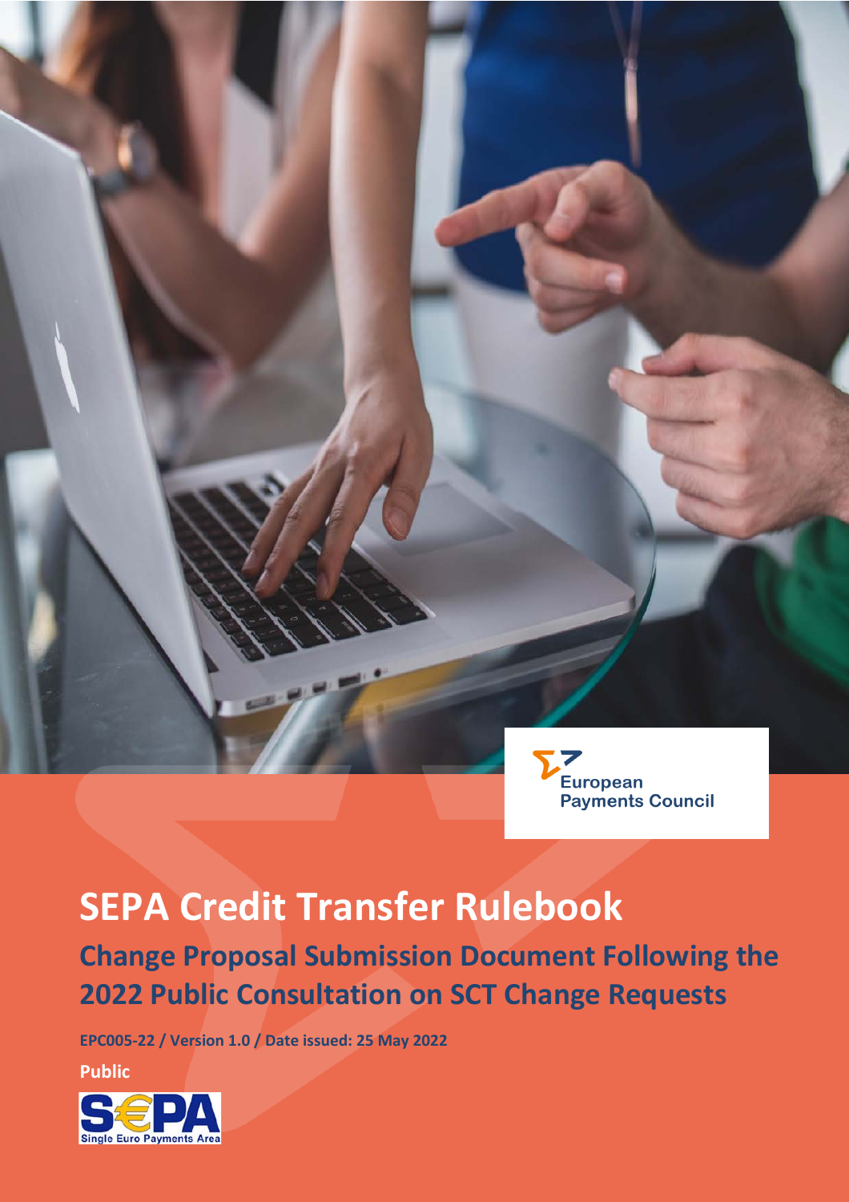European Payments Council

# SEPA Credit Transfer Rulebook

## Change Proposal Submission Document Following the 2022 Public Consultation on SCT Change Requests

**EPC005-22 / Version 1.0 / Date issued: 25 May 2022**

**Public**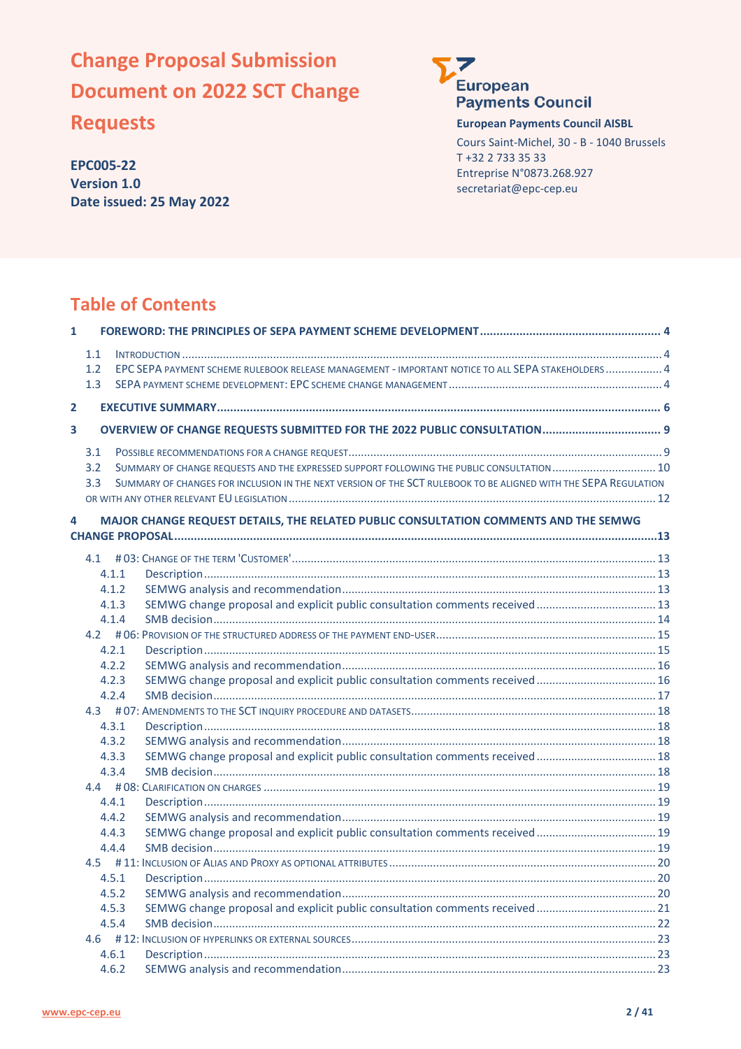# Change Proposal Submission Document on 2022 SCT Change Requests

**EPC005-22**
**Version 1.0**
**Date issued: 25 May 2022**

European Payments Council

**European Payments Council AISBL**

Cours Saint-Michel, 30 - B - 1040 Brussels
T +32 2 733 35 33
Entreprise N°0873.268.927
secretariat@epc-cep.eu

## Table of Contents

**1 FOREWORD: THE PRINCIPLES OF SEPA PAYMENT SCHEME DEVELOPMENT ..... 4**

- 1.1 Introduction ..... 4
- 1.2 EPC SEPA payment scheme rulebook release management - important notice to all SEPA stakeholders ..... 4
- 1.3 SEPA payment scheme development: EPC scheme change management ..... 4

**2 EXECUTIVE SUMMARY ..... 6**

**3 OVERVIEW OF CHANGE REQUESTS SUBMITTED FOR THE 2022 PUBLIC CONSULTATION ..... 9**

- 3.1 Possible recommendations for a change request ..... 9
- 3.2 Summary of change requests and the expressed support following the public consultation ..... 10
- 3.3 Summary of changes for inclusion in the next version of the SCT rulebook to be aligned with the SEPA Regulation or with any other relevant EU legislation ..... 12

**4 MAJOR CHANGE REQUEST DETAILS, THE RELATED PUBLIC CONSULTATION COMMENTS AND THE SEMWG CHANGE PROPOSAL ..... 13**

- 4.1 # 03: Change of the term 'Customer' ..... 13
  - 4.1.1 Description ..... 13
  - 4.1.2 SEMWG analysis and recommendation ..... 13
  - 4.1.3 SEMWG change proposal and explicit public consultation comments received ..... 13
  - 4.1.4 SMB decision ..... 14
- 4.2 # 06: Provision of the structured address of the payment end-user ..... 15
  - 4.2.1 Description ..... 15
  - 4.2.2 SEMWG analysis and recommendation ..... 16
  - 4.2.3 SEMWG change proposal and explicit public consultation comments received ..... 16
  - 4.2.4 SMB decision ..... 17
- 4.3 # 07: Amendments to the SCT inquiry procedure and datasets ..... 18
  - 4.3.1 Description ..... 18
  - 4.3.2 SEMWG analysis and recommendation ..... 18
  - 4.3.3 SEMWG change proposal and explicit public consultation comments received ..... 18
  - 4.3.4 SMB decision ..... 18
- 4.4 # 08: Clarification on charges ..... 19
  - 4.4.1 Description ..... 19
  - 4.4.2 SEMWG analysis and recommendation ..... 19
  - 4.4.3 SEMWG change proposal and explicit public consultation comments received ..... 19
  - 4.4.4 SMB decision ..... 19
- 4.5 # 11: Inclusion of Alias and Proxy as optional attributes ..... 20
  - 4.5.1 Description ..... 20
  - 4.5.2 SEMWG analysis and recommendation ..... 20
  - 4.5.3 SEMWG change proposal and explicit public consultation comments received ..... 21
  - 4.5.4 SMB decision ..... 22
- 4.6 # 12: Inclusion of hyperlinks or external sources ..... 23
  - 4.6.1 Description ..... 23
  - 4.6.2 SEMWG analysis and recommendation ..... 23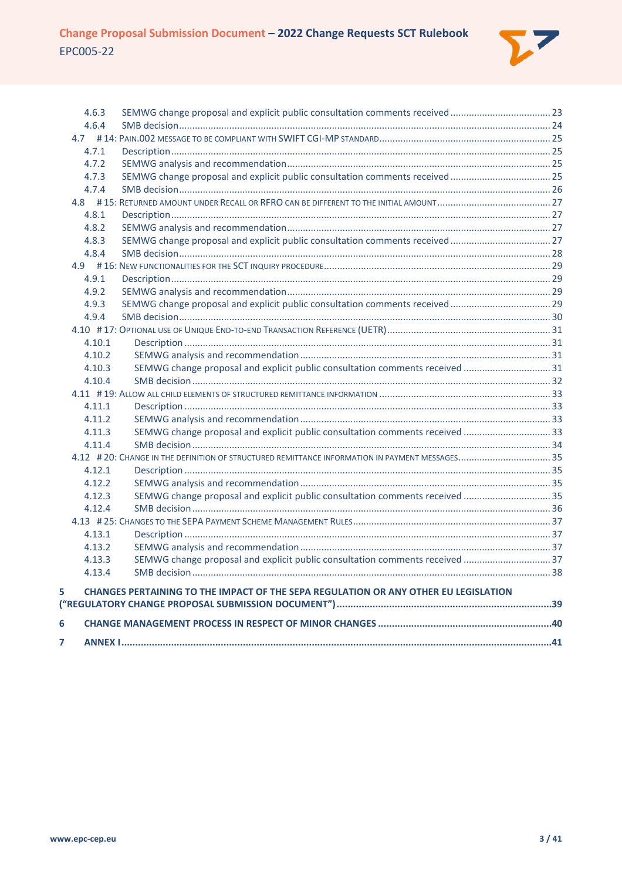- 4.6.3 SEMWG change proposal and explicit public consultation comments received ..... 23
- 4.6.4 SMB decision ..... 24
- 4.7 # 14: PAIN.002 MESSAGE TO BE COMPLIANT WITH SWIFT CGI-MP STANDARD ..... 25
  - 4.7.1 Description ..... 25
  - 4.7.2 SEMWG analysis and recommendation ..... 25
  - 4.7.3 SEMWG change proposal and explicit public consultation comments received ..... 25
  - 4.7.4 SMB decision ..... 26
- 4.8 # 15: RETURNED AMOUNT UNDER RECALL OR RFRO CAN BE DIFFERENT TO THE INITIAL AMOUNT ..... 27
  - 4.8.1 Description ..... 27
  - 4.8.2 SEMWG analysis and recommendation ..... 27
  - 4.8.3 SEMWG change proposal and explicit public consultation comments received ..... 27
  - 4.8.4 SMB decision ..... 28
- 4.9 # 16: NEW FUNCTIONALITIES FOR THE SCT INQUIRY PROCEDURE ..... 29
  - 4.9.1 Description ..... 29
  - 4.9.2 SEMWG analysis and recommendation ..... 29
  - 4.9.3 SEMWG change proposal and explicit public consultation comments received ..... 29
  - 4.9.4 SMB decision ..... 30
- 4.10 # 17: OPTIONAL USE OF UNIQUE END-TO-END TRANSACTION REFERENCE (UETR) ..... 31
  - 4.10.1 Description ..... 31
  - 4.10.2 SEMWG analysis and recommendation ..... 31
  - 4.10.3 SEMWG change proposal and explicit public consultation comments received ..... 31
  - 4.10.4 SMB decision ..... 32
- 4.11 # 19: ALLOW ALL CHILD ELEMENTS OF STRUCTURED REMITTANCE INFORMATION ..... 33
  - 4.11.1 Description ..... 33
  - 4.11.2 SEMWG analysis and recommendation ..... 33
  - 4.11.3 SEMWG change proposal and explicit public consultation comments received ..... 33
  - 4.11.4 SMB decision ..... 34
- 4.12 # 20: CHANGE IN THE DEFINITION OF STRUCTURED REMITTANCE INFORMATION IN PAYMENT MESSAGES ..... 35
  - 4.12.1 Description ..... 35
  - 4.12.2 SEMWG analysis and recommendation ..... 35
  - 4.12.3 SEMWG change proposal and explicit public consultation comments received ..... 35
  - 4.12.4 SMB decision ..... 36
- 4.13 # 25: CHANGES TO THE SEPA PAYMENT SCHEME MANAGEMENT RULES ..... 37
  - 4.13.1 Description ..... 37
  - 4.13.2 SEMWG analysis and recommendation ..... 37
  - 4.13.3 SEMWG change proposal and explicit public consultation comments received ..... 37
  - 4.13.4 SMB decision ..... 38

**5 CHANGES PERTAINING TO THE IMPACT OF THE SEPA REGULATION OR ANY OTHER EU LEGISLATION ("REGULATORY CHANGE PROPOSAL SUBMISSION DOCUMENT") ..... 39**

**6 CHANGE MANAGEMENT PROCESS IN RESPECT OF MINOR CHANGES ..... 40**

**7 ANNEX I ..... 41**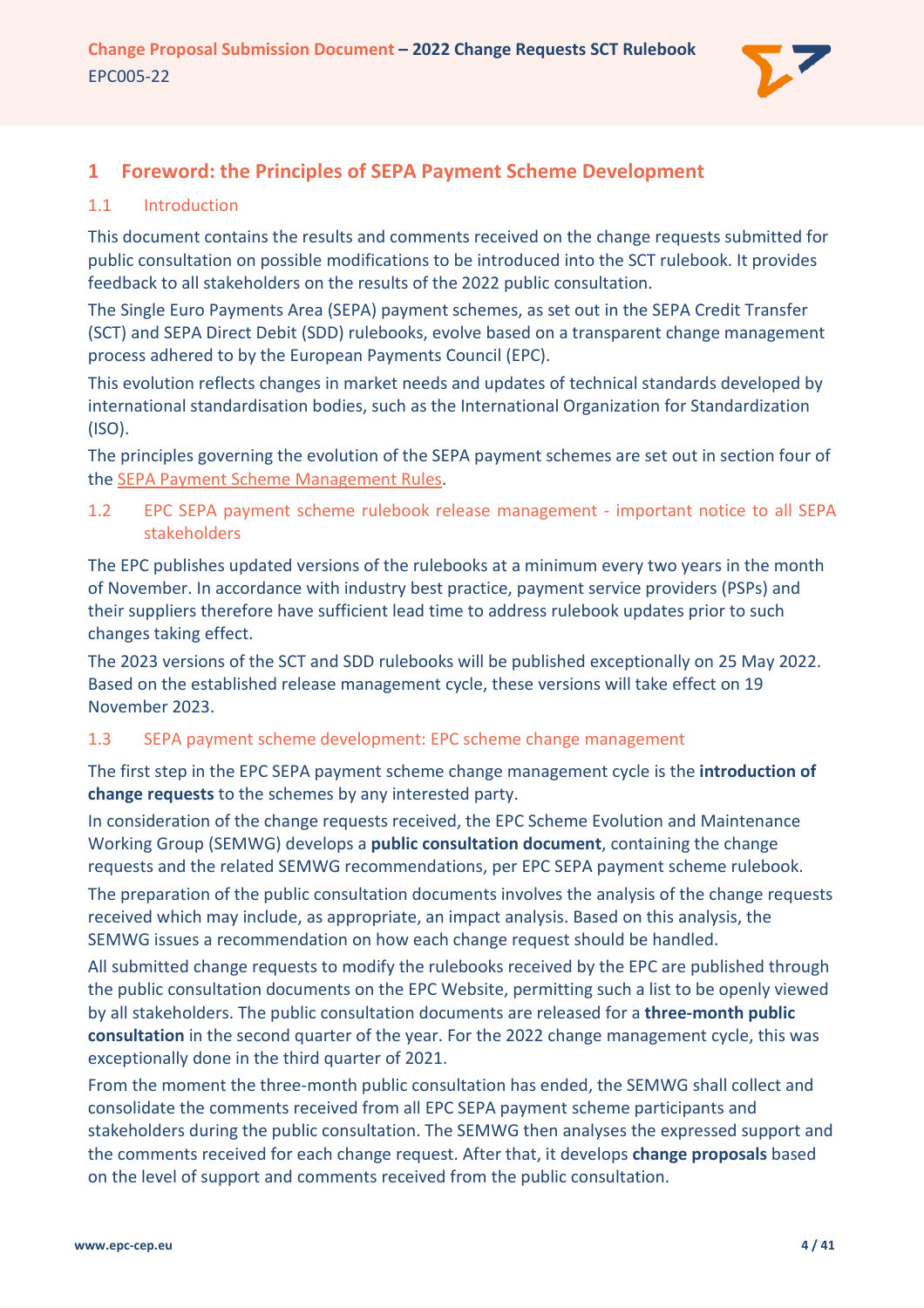# 1 Foreword: the Principles of SEPA Payment Scheme Development

## 1.1 Introduction

This document contains the results and comments received on the change requests submitted for public consultation on possible modifications to be introduced into the SCT rulebook. It provides feedback to all stakeholders on the results of the 2022 public consultation.

The Single Euro Payments Area (SEPA) payment schemes, as set out in the SEPA Credit Transfer (SCT) and SEPA Direct Debit (SDD) rulebooks, evolve based on a transparent change management process adhered to by the European Payments Council (EPC).

This evolution reflects changes in market needs and updates of technical standards developed by international standardisation bodies, such as the International Organization for Standardization (ISO).

The principles governing the evolution of the SEPA payment schemes are set out in section four of the SEPA Payment Scheme Management Rules.

## 1.2 EPC SEPA payment scheme rulebook release management - important notice to all SEPA stakeholders

The EPC publishes updated versions of the rulebooks at a minimum every two years in the month of November. In accordance with industry best practice, payment service providers (PSPs) and their suppliers therefore have sufficient lead time to address rulebook updates prior to such changes taking effect.

The 2023 versions of the SCT and SDD rulebooks will be published exceptionally on 25 May 2022. Based on the established release management cycle, these versions will take effect on 19 November 2023.

## 1.3 SEPA payment scheme development: EPC scheme change management

The first step in the EPC SEPA payment scheme change management cycle is the **introduction of change requests** to the schemes by any interested party.

In consideration of the change requests received, the EPC Scheme Evolution and Maintenance Working Group (SEMWG) develops a **public consultation document**, containing the change requests and the related SEMWG recommendations, per EPC SEPA payment scheme rulebook.

The preparation of the public consultation documents involves the analysis of the change requests received which may include, as appropriate, an impact analysis. Based on this analysis, the SEMWG issues a recommendation on how each change request should be handled.

All submitted change requests to modify the rulebooks received by the EPC are published through the public consultation documents on the EPC Website, permitting such a list to be openly viewed by all stakeholders. The public consultation documents are released for a **three-month public consultation** in the second quarter of the year. For the 2022 change management cycle, this was exceptionally done in the third quarter of 2021.

From the moment the three-month public consultation has ended, the SEMWG shall collect and consolidate the comments received from all EPC SEPA payment scheme participants and stakeholders during the public consultation. The SEMWG then analyses the expressed support and the comments received for each change request. After that, it develops **change proposals** based on the level of support and comments received from the public consultation.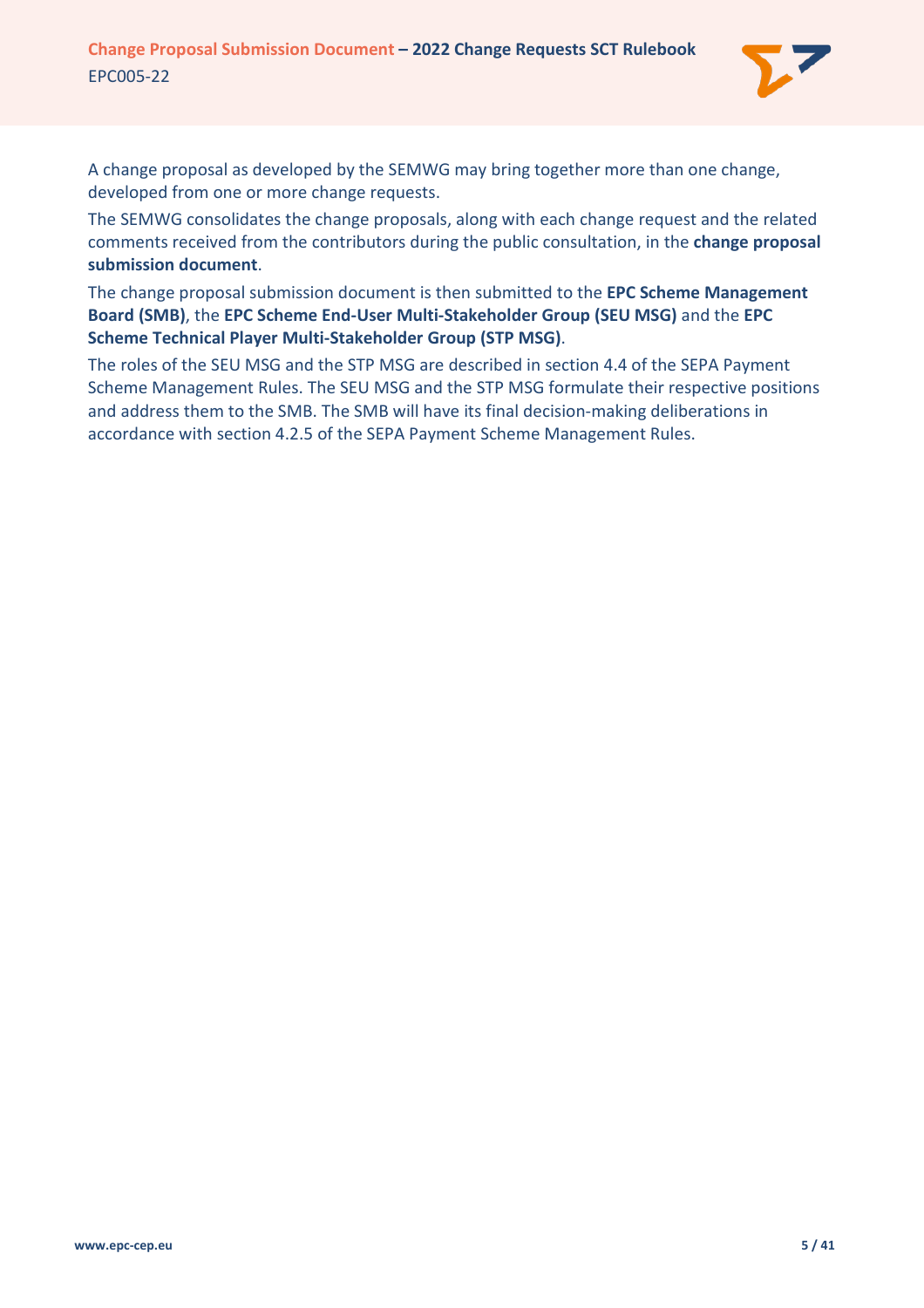A change proposal as developed by the SEMWG may bring together more than one change, developed from one or more change requests.

The SEMWG consolidates the change proposals, along with each change request and the related comments received from the contributors during the public consultation, in the **change proposal submission document**.

The change proposal submission document is then submitted to the **EPC Scheme Management Board (SMB)**, the **EPC Scheme End-User Multi-Stakeholder Group (SEU MSG)** and the **EPC Scheme Technical Player Multi-Stakeholder Group (STP MSG)**.

The roles of the SEU MSG and the STP MSG are described in section 4.4 of the SEPA Payment Scheme Management Rules. The SEU MSG and the STP MSG formulate their respective positions and address them to the SMB. The SMB will have its final decision-making deliberations in accordance with section 4.2.5 of the SEPA Payment Scheme Management Rules.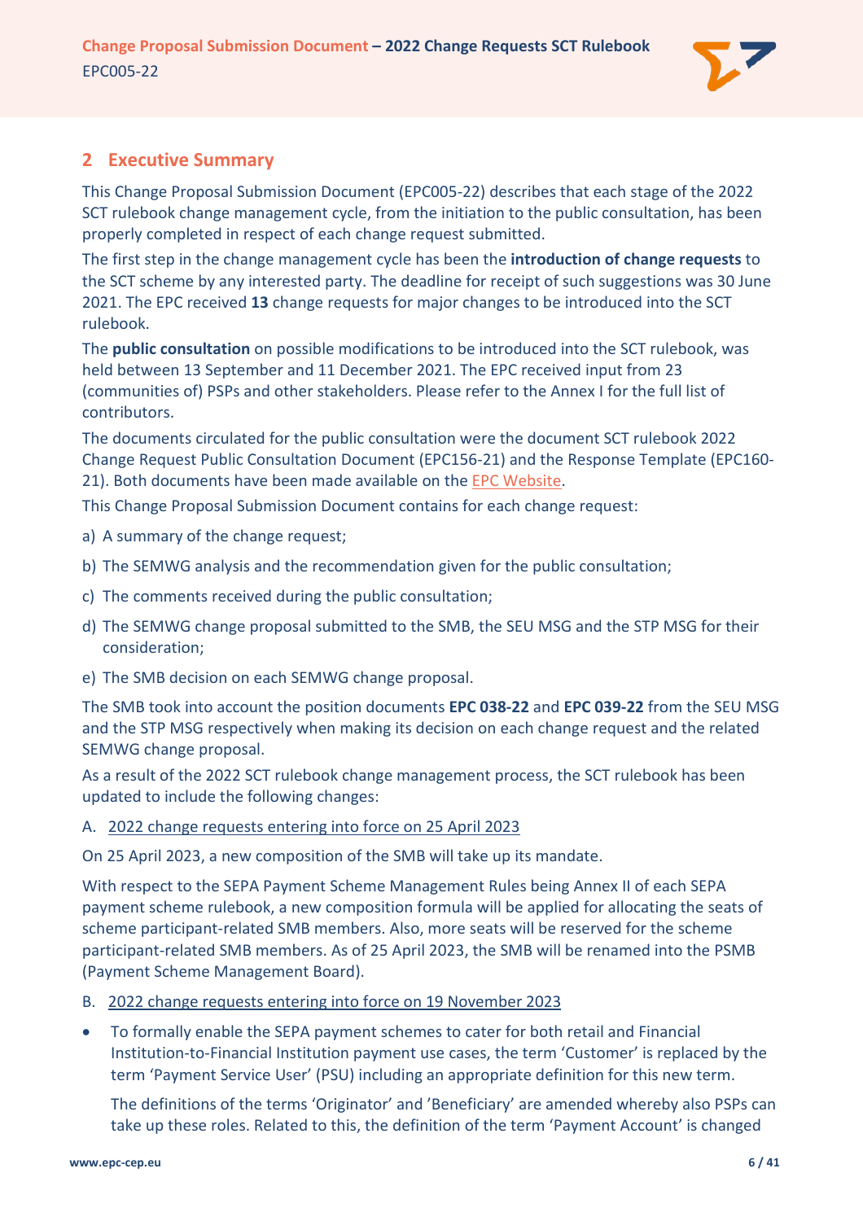## 2 Executive Summary

This Change Proposal Submission Document (EPC005-22) describes that each stage of the 2022 SCT rulebook change management cycle, from the initiation to the public consultation, has been properly completed in respect of each change request submitted.

The first step in the change management cycle has been the **introduction of change requests** to the SCT scheme by any interested party. The deadline for receipt of such suggestions was 30 June 2021. The EPC received **13** change requests for major changes to be introduced into the SCT rulebook.

The **public consultation** on possible modifications to be introduced into the SCT rulebook, was held between 13 September and 11 December 2021. The EPC received input from 23 (communities of) PSPs and other stakeholders. Please refer to the Annex I for the full list of contributors.

The documents circulated for the public consultation were the document SCT rulebook 2022 Change Request Public Consultation Document (EPC156-21) and the Response Template (EPC160-21). Both documents have been made available on the EPC Website.

This Change Proposal Submission Document contains for each change request:

a) A summary of the change request;

b) The SEMWG analysis and the recommendation given for the public consultation;

c) The comments received during the public consultation;

d) The SEMWG change proposal submitted to the SMB, the SEU MSG and the STP MSG for their consideration;

e) The SMB decision on each SEMWG change proposal.

The SMB took into account the position documents **EPC 038-22** and **EPC 039-22** from the SEU MSG and the STP MSG respectively when making its decision on each change request and the related SEMWG change proposal.

As a result of the 2022 SCT rulebook change management process, the SCT rulebook has been updated to include the following changes:

A. 2022 change requests entering into force on 25 April 2023

On 25 April 2023, a new composition of the SMB will take up its mandate.

With respect to the SEPA Payment Scheme Management Rules being Annex II of each SEPA payment scheme rulebook, a new composition formula will be applied for allocating the seats of scheme participant-related SMB members. Also, more seats will be reserved for the scheme participant-related SMB members. As of 25 April 2023, the SMB will be renamed into the PSMB (Payment Scheme Management Board).

B. 2022 change requests entering into force on 19 November 2023

- To formally enable the SEPA payment schemes to cater for both retail and Financial Institution-to-Financial Institution payment use cases, the term 'Customer' is replaced by the term 'Payment Service User' (PSU) including an appropriate definition for this new term.

  The definitions of the terms 'Originator' and 'Beneficiary' are amended whereby also PSPs can take up these roles. Related to this, the definition of the term 'Payment Account' is changed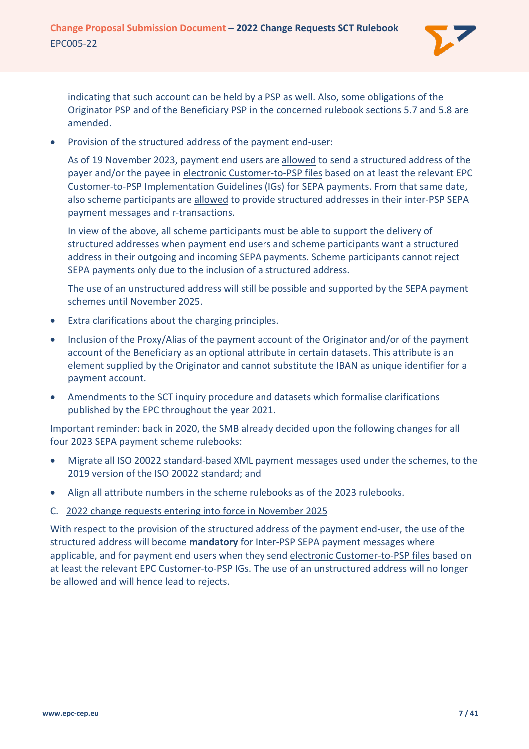indicating that such account can be held by a PSP as well. Also, some obligations of the Originator PSP and of the Beneficiary PSP in the concerned rulebook sections 5.7 and 5.8 are amended.

- Provision of the structured address of the payment end-user:

  As of 19 November 2023, payment end users are allowed to send a structured address of the payer and/or the payee in electronic Customer-to-PSP files based on at least the relevant EPC Customer-to-PSP Implementation Guidelines (IGs) for SEPA payments. From that same date, also scheme participants are allowed to provide structured addresses in their inter-PSP SEPA payment messages and r-transactions.

  In view of the above, all scheme participants must be able to support the delivery of structured addresses when payment end users and scheme participants want a structured address in their outgoing and incoming SEPA payments. Scheme participants cannot reject SEPA payments only due to the inclusion of a structured address.

  The use of an unstructured address will still be possible and supported by the SEPA payment schemes until November 2025.

- Extra clarifications about the charging principles.
- Inclusion of the Proxy/Alias of the payment account of the Originator and/or of the payment account of the Beneficiary as an optional attribute in certain datasets. This attribute is an element supplied by the Originator and cannot substitute the IBAN as unique identifier for a payment account.
- Amendments to the SCT inquiry procedure and datasets which formalise clarifications published by the EPC throughout the year 2021.

Important reminder: back in 2020, the SMB already decided upon the following changes for all four 2023 SEPA payment scheme rulebooks:

- Migrate all ISO 20022 standard-based XML payment messages used under the schemes, to the 2019 version of the ISO 20022 standard; and
- Align all attribute numbers in the scheme rulebooks as of the 2023 rulebooks.

C. 2022 change requests entering into force in November 2025

With respect to the provision of the structured address of the payment end-user, the use of the structured address will become **mandatory** for Inter-PSP SEPA payment messages where applicable, and for payment end users when they send electronic Customer-to-PSP files based on at least the relevant EPC Customer-to-PSP IGs. The use of an unstructured address will no longer be allowed and will hence lead to rejects.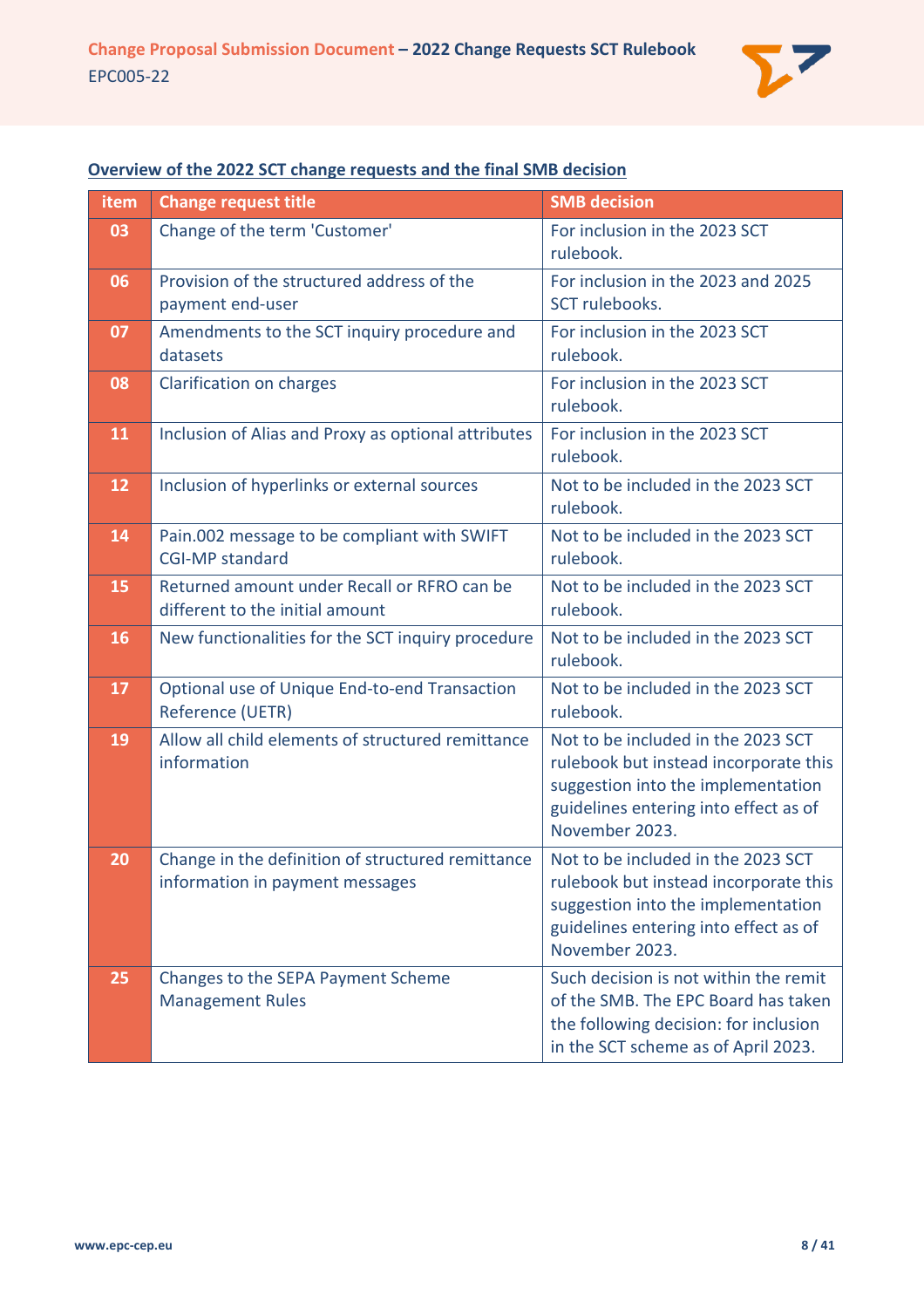**Overview of the 2022 SCT change requests and the final SMB decision**

| item | Change request title | SMB decision |
| --- | --- | --- |
| 03 | Change of the term 'Customer' | For inclusion in the 2023 SCT rulebook. |
| 06 | Provision of the structured address of the payment end-user | For inclusion in the 2023 and 2025 SCT rulebooks. |
| 07 | Amendments to the SCT inquiry procedure and datasets | For inclusion in the 2023 SCT rulebook. |
| 08 | Clarification on charges | For inclusion in the 2023 SCT rulebook. |
| 11 | Inclusion of Alias and Proxy as optional attributes | For inclusion in the 2023 SCT rulebook. |
| 12 | Inclusion of hyperlinks or external sources | Not to be included in the 2023 SCT rulebook. |
| 14 | Pain.002 message to be compliant with SWIFT CGI-MP standard | Not to be included in the 2023 SCT rulebook. |
| 15 | Returned amount under Recall or RFRO can be different to the initial amount | Not to be included in the 2023 SCT rulebook. |
| 16 | New functionalities for the SCT inquiry procedure | Not to be included in the 2023 SCT rulebook. |
| 17 | Optional use of Unique End-to-end Transaction Reference (UETR) | Not to be included in the 2023 SCT rulebook. |
| 19 | Allow all child elements of structured remittance information | Not to be included in the 2023 SCT rulebook but instead incorporate this suggestion into the implementation guidelines entering into effect as of November 2023. |
| 20 | Change in the definition of structured remittance information in payment messages | Not to be included in the 2023 SCT rulebook but instead incorporate this suggestion into the implementation guidelines entering into effect as of November 2023. |
| 25 | Changes to the SEPA Payment Scheme Management Rules | Such decision is not within the remit of the SMB. The EPC Board has taken the following decision: for inclusion in the SCT scheme as of April 2023. |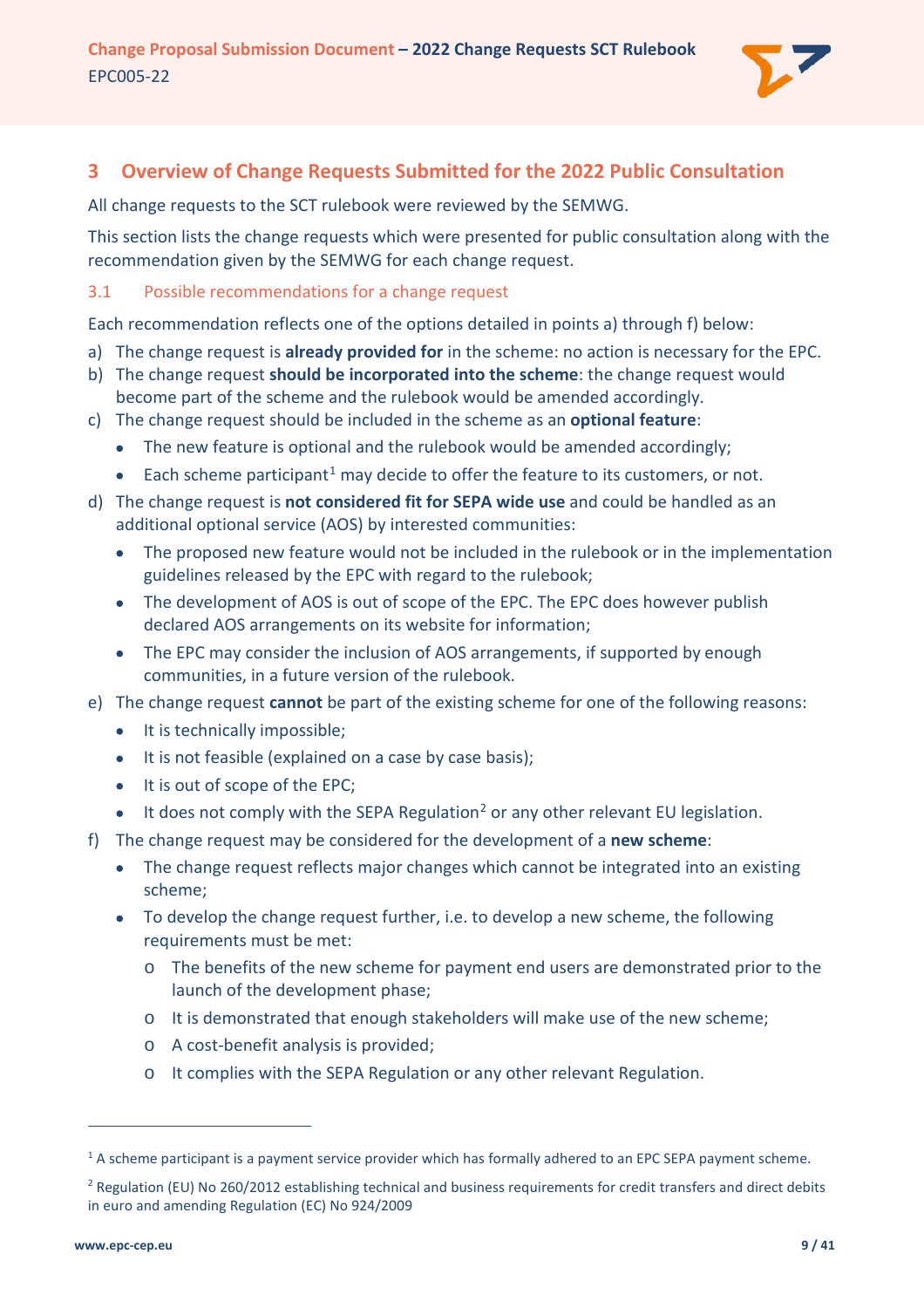## 3 Overview of Change Requests Submitted for the 2022 Public Consultation

All change requests to the SCT rulebook were reviewed by the SEMWG.

This section lists the change requests which were presented for public consultation along with the recommendation given by the SEMWG for each change request.

### 3.1 Possible recommendations for a change request

Each recommendation reflects one of the options detailed in points a) through f) below:

a) The change request is **already provided for** in the scheme: no action is necessary for the EPC.

b) The change request **should be incorporated into the scheme**: the change request would become part of the scheme and the rulebook would be amended accordingly.

c) The change request should be included in the scheme as an **optional feature**:
- The new feature is optional and the rulebook would be amended accordingly;
- Each scheme participant[1] may decide to offer the feature to its customers, or not.

d) The change request is **not considered fit for SEPA wide use** and could be handled as an additional optional service (AOS) by interested communities:
- The proposed new feature would not be included in the rulebook or in the implementation guidelines released by the EPC with regard to the rulebook;
- The development of AOS is out of scope of the EPC. The EPC does however publish declared AOS arrangements on its website for information;
- The EPC may consider the inclusion of AOS arrangements, if supported by enough communities, in a future version of the rulebook.

e) The change request **cannot** be part of the existing scheme for one of the following reasons:
- It is technically impossible;
- It is not feasible (explained on a case by case basis);
- It is out of scope of the EPC;
- It does not comply with the SEPA Regulation[2] or any other relevant EU legislation.

f) The change request may be considered for the development of a **new scheme**:
- The change request reflects major changes which cannot be integrated into an existing scheme;
- To develop the change request further, i.e. to develop a new scheme, the following requirements must be met:
  - The benefits of the new scheme for payment end users are demonstrated prior to the launch of the development phase;
  - It is demonstrated that enough stakeholders will make use of the new scheme;
  - A cost-benefit analysis is provided;
  - It complies with the SEPA Regulation or any other relevant Regulation.

---

[1] A scheme participant is a payment service provider which has formally adhered to an EPC SEPA payment scheme.

[2] Regulation (EU) No 260/2012 establishing technical and business requirements for credit transfers and direct debits in euro and amending Regulation (EC) No 924/2009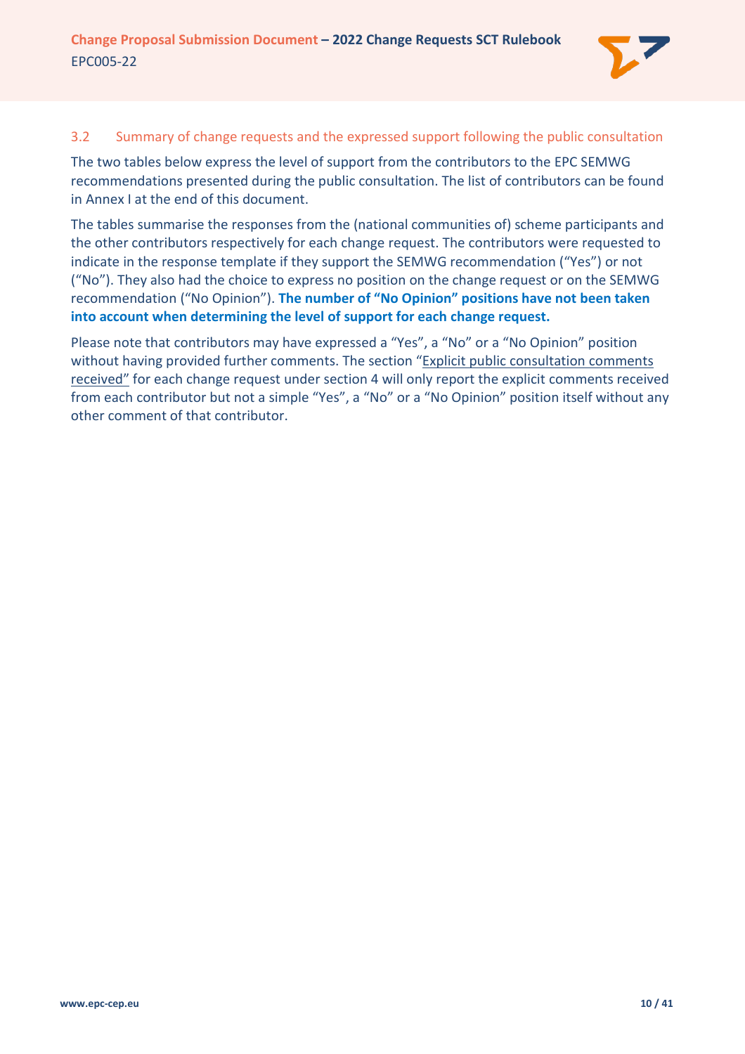### 3.2 Summary of change requests and the expressed support following the public consultation

The two tables below express the level of support from the contributors to the EPC SEMWG recommendations presented during the public consultation. The list of contributors can be found in Annex I at the end of this document.

The tables summarise the responses from the (national communities of) scheme participants and the other contributors respectively for each change request. The contributors were requested to indicate in the response template if they support the SEMWG recommendation ("Yes") or not ("No"). They also had the choice to express no position on the change request or on the SEMWG recommendation ("No Opinion"). **The number of "No Opinion" positions have not been taken into account when determining the level of support for each change request.**

Please note that contributors may have expressed a "Yes", a "No" or a "No Opinion" position without having provided further comments. The section "Explicit public consultation comments received" for each change request under section 4 will only report the explicit comments received from each contributor but not a simple "Yes", a "No" or a "No Opinion" position itself without any other comment of that contributor.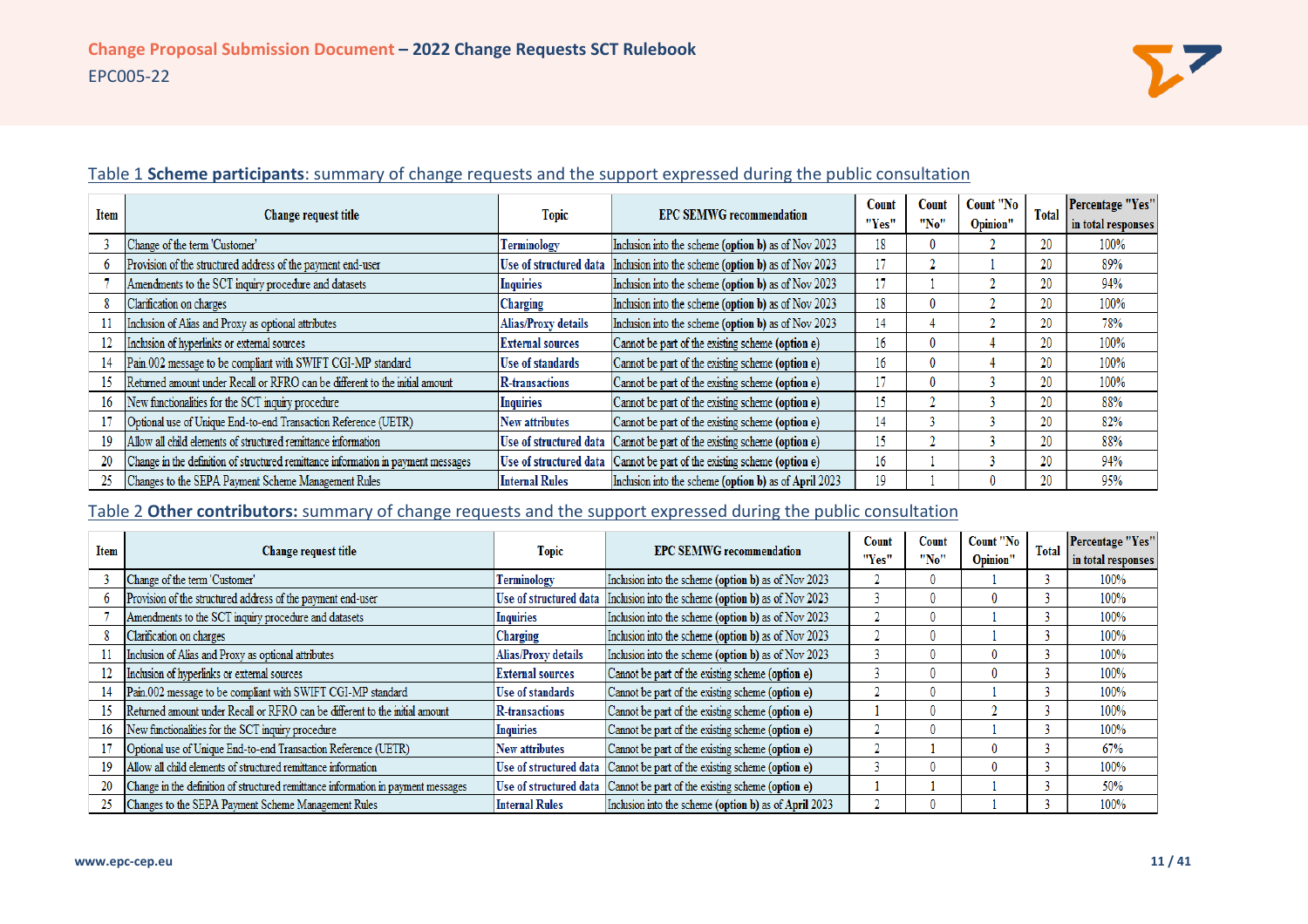Table 1 **Scheme participants**: summary of change requests and the support expressed during the public consultation

| Item | Change request title | Topic | EPC SEMWG recommendation | Count "Yes" | Count "No" | Count "No Opinion" | Total | Percentage "Yes" in total responses |
|---|---|---|---|---|---|---|---|---|
| 3 | Change of the term 'Customer' | Terminology | Inclusion into the scheme (**option b**) as of Nov 2023 | 18 | 0 | 2 | 20 | 100% |
| 6 | Provision of the structured address of the payment end-user | Use of structured data | Inclusion into the scheme (**option b**) as of Nov 2023 | 17 | 2 | 1 | 20 | 89% |
| 7 | Amendments to the SCT inquiry procedure and datasets | Inquiries | Inclusion into the scheme (**option b**) as of Nov 2023 | 17 | 1 | 2 | 20 | 94% |
| 8 | Clarification on charges | Charging | Inclusion into the scheme (**option b**) as of Nov 2023 | 18 | 0 | 2 | 20 | 100% |
| 11 | Inclusion of Alias and Proxy as optional attributes | Alias/Proxy details | Inclusion into the scheme (**option b**) as of Nov 2023 | 14 | 4 | 2 | 20 | 78% |
| 12 | Inclusion of hyperlinks or external sources | External sources | Cannot be part of the existing scheme (**option e**) | 16 | 0 | 4 | 20 | 100% |
| 14 | Pain.002 message to be compliant with SWIFT CGI-MP standard | Use of standards | Cannot be part of the existing scheme (**option e**) | 16 | 0 | 4 | 20 | 100% |
| 15 | Returned amount under Recall or RFRO can be different to the initial amount | R-transactions | Cannot be part of the existing scheme (**option e**) | 17 | 0 | 3 | 20 | 100% |
| 16 | New functionalities for the SCT inquiry procedure | Inquiries | Cannot be part of the existing scheme (**option e**) | 15 | 2 | 3 | 20 | 88% |
| 17 | Optional use of Unique End-to-end Transaction Reference (UETR) | New attributes | Cannot be part of the existing scheme (**option e**) | 14 | 3 | 3 | 20 | 82% |
| 19 | Allow all child elements of structured remittance information | Use of structured data | Cannot be part of the existing scheme (**option e**) | 15 | 2 | 3 | 20 | 88% |
| 20 | Change in the definition of structured remittance information in payment messages | Use of structured data | Cannot be part of the existing scheme (**option e**) | 16 | 1 | 3 | 20 | 94% |
| 25 | Changes to the SEPA Payment Scheme Management Rules | Internal Rules | Inclusion into the scheme (**option b**) as of April 2023 | 19 | 1 | 0 | 20 | 95% |

Table 2 **Other contributors:** summary of change requests and the support expressed during the public consultation

| Item | Change request title | Topic | EPC SEMWG recommendation | Count "Yes" | Count "No" | Count "No Opinion" | Total | Percentage "Yes" in total responses |
|---|---|---|---|---|---|---|---|---|
| 3 | Change of the term 'Customer' | Terminology | Inclusion into the scheme (**option b**) as of Nov 2023 | 2 | 0 | 1 | 3 | 100% |
| 6 | Provision of the structured address of the payment end-user | Use of structured data | Inclusion into the scheme (**option b**) as of Nov 2023 | 3 | 0 | 0 | 3 | 100% |
| 7 | Amendments to the SCT inquiry procedure and datasets | Inquiries | Inclusion into the scheme (**option b**) as of Nov 2023 | 2 | 0 | 1 | 3 | 100% |
| 8 | Clarification on charges | Charging | Inclusion into the scheme (**option b**) as of Nov 2023 | 2 | 0 | 1 | 3 | 100% |
| 11 | Inclusion of Alias and Proxy as optional attributes | Alias/Proxy details | Inclusion into the scheme (**option b**) as of Nov 2023 | 3 | 0 | 0 | 3 | 100% |
| 12 | Inclusion of hyperlinks or external sources | External sources | Cannot be part of the existing scheme (**option e**) | 3 | 0 | 0 | 3 | 100% |
| 14 | Pain.002 message to be compliant with SWIFT CGI-MP standard | Use of standards | Cannot be part of the existing scheme (**option e**) | 2 | 0 | 1 | 3 | 100% |
| 15 | Returned amount under Recall or RFRO can be different to the initial amount | R-transactions | Cannot be part of the existing scheme (**option e**) | 1 | 0 | 2 | 3 | 100% |
| 16 | New functionalities for the SCT inquiry procedure | Inquiries | Cannot be part of the existing scheme (**option e**) | 2 | 0 | 1 | 3 | 100% |
| 17 | Optional use of Unique End-to-end Transaction Reference (UETR) | New attributes | Cannot be part of the existing scheme (**option e**) | 2 | 1 | 0 | 3 | 67% |
| 19 | Allow all child elements of structured remittance information | Use of structured data | Cannot be part of the existing scheme (**option e**) | 3 | 0 | 0 | 3 | 100% |
| 20 | Change in the definition of structured remittance information in payment messages | Use of structured data | Cannot be part of the existing scheme (**option e**) | 1 | 1 | 1 | 3 | 50% |
| 25 | Changes to the SEPA Payment Scheme Management Rules | Internal Rules | Inclusion into the scheme (**option b**) as of April 2023 | 2 | 0 | 1 | 3 | 100% |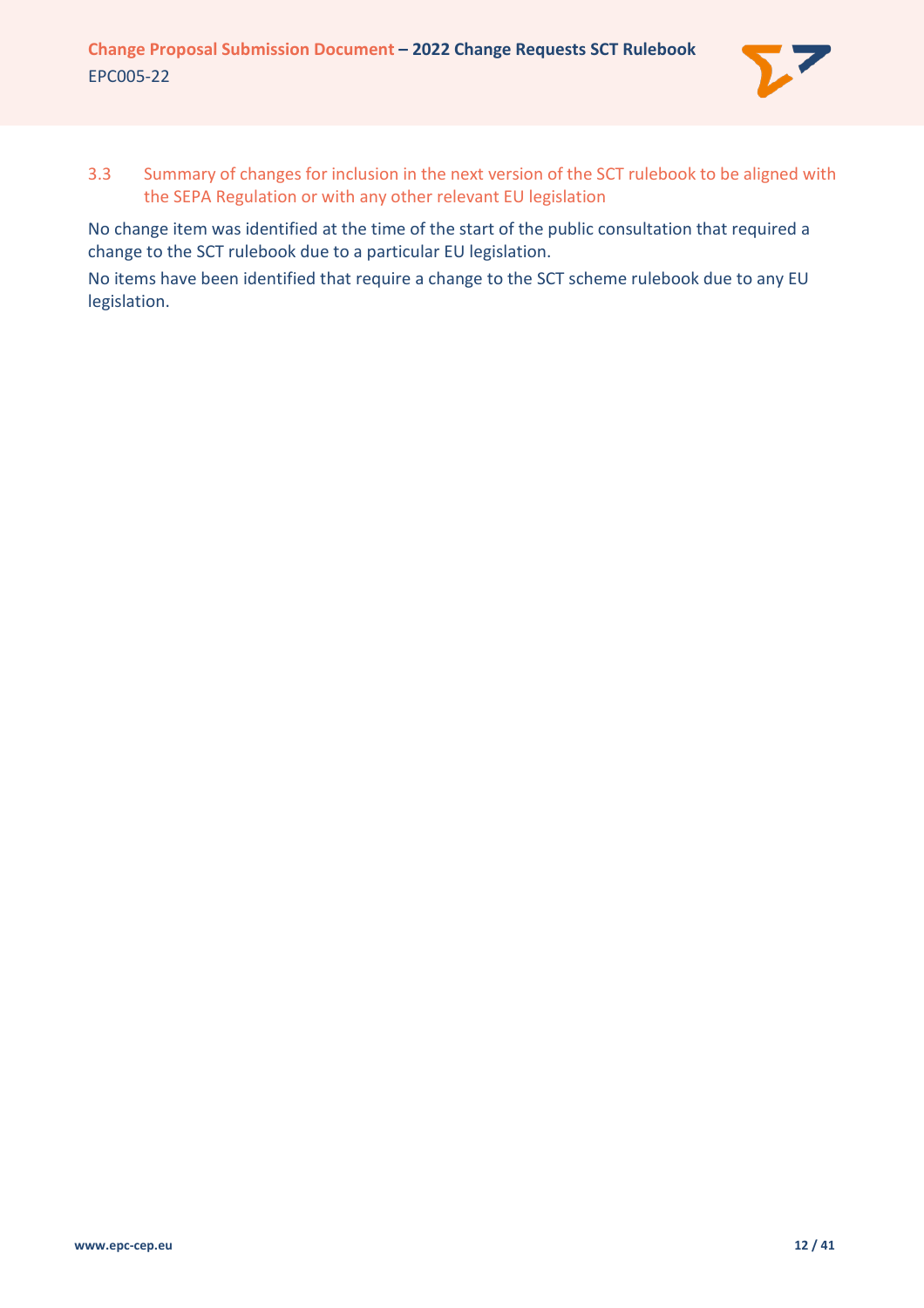### 3.3 Summary of changes for inclusion in the next version of the SCT rulebook to be aligned with the SEPA Regulation or with any other relevant EU legislation

No change item was identified at the time of the start of the public consultation that required a change to the SCT rulebook due to a particular EU legislation.

No items have been identified that require a change to the SCT scheme rulebook due to any EU legislation.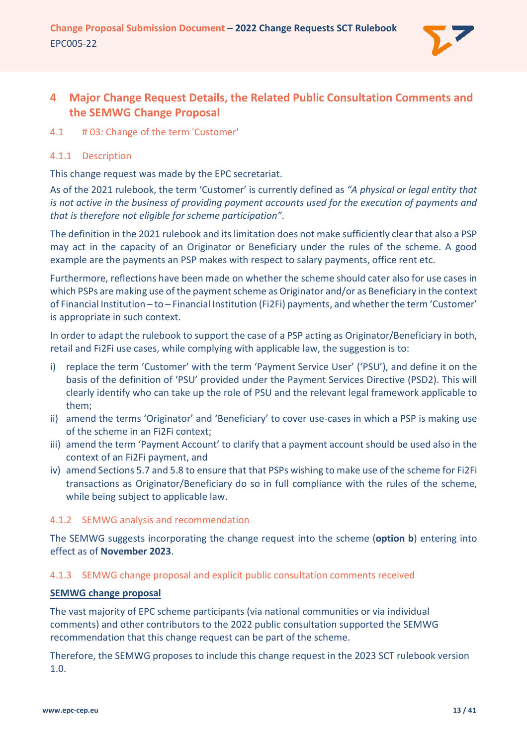# 4 Major Change Request Details, the Related Public Consultation Comments and the SEMWG Change Proposal

## 4.1 # 03: Change of the term 'Customer'

### 4.1.1 Description

This change request was made by the EPC secretariat.

As of the 2021 rulebook, the term 'Customer' is currently defined as *"A physical or legal entity that is not active in the business of providing payment accounts used for the execution of payments and that is therefore not eligible for scheme participation"*.

The definition in the 2021 rulebook and its limitation does not make sufficiently clear that also a PSP may act in the capacity of an Originator or Beneficiary under the rules of the scheme. A good example are the payments an PSP makes with respect to salary payments, office rent etc.

Furthermore, reflections have been made on whether the scheme should cater also for use cases in which PSPs are making use of the payment scheme as Originator and/or as Beneficiary in the context of Financial Institution – to – Financial Institution (Fi2Fi) payments, and whether the term 'Customer' is appropriate in such context.

In order to adapt the rulebook to support the case of a PSP acting as Originator/Beneficiary in both, retail and Fi2Fi use cases, while complying with applicable law, the suggestion is to:

i) replace the term 'Customer' with the term 'Payment Service User' ('PSU'), and define it on the basis of the definition of 'PSU' provided under the Payment Services Directive (PSD2). This will clearly identify who can take up the role of PSU and the relevant legal framework applicable to them;
ii) amend the terms 'Originator' and 'Beneficiary' to cover use-cases in which a PSP is making use of the scheme in an Fi2Fi context;
iii) amend the term 'Payment Account' to clarify that a payment account should be used also in the context of an Fi2Fi payment, and
iv) amend Sections 5.7 and 5.8 to ensure that that PSPs wishing to make use of the scheme for Fi2Fi transactions as Originator/Beneficiary do so in full compliance with the rules of the scheme, while being subject to applicable law.

### 4.1.2 SEMWG analysis and recommendation

The SEMWG suggests incorporating the change request into the scheme (**option b**) entering into effect as of **November 2023**.

### 4.1.3 SEMWG change proposal and explicit public consultation comments received

**SEMWG change proposal**

The vast majority of EPC scheme participants (via national communities or via individual comments) and other contributors to the 2022 public consultation supported the SEMWG recommendation that this change request can be part of the scheme.

Therefore, the SEMWG proposes to include this change request in the 2023 SCT rulebook version 1.0.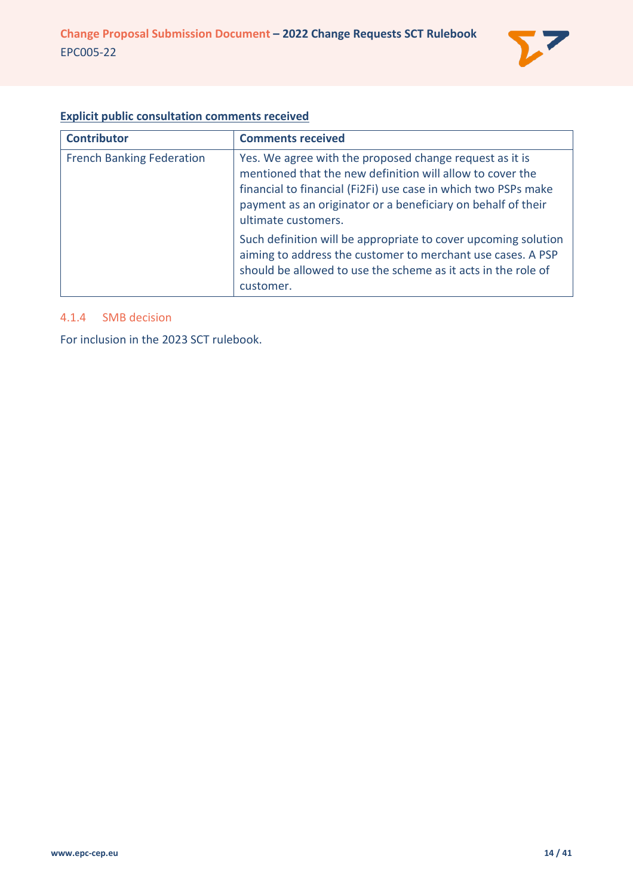**Explicit public consultation comments received**

| Contributor | Comments received |
|---|---|
| French Banking Federation | Yes. We agree with the proposed change request as it is mentioned that the new definition will allow to cover the financial to financial (Fi2Fi) use case in which two PSPs make payment as an originator or a beneficiary on behalf of their ultimate customers.<br><br>Such definition will be appropriate to cover upcoming solution aiming to address the customer to merchant use cases. A PSP should be allowed to use the scheme as it acts in the role of customer. |

#### 4.1.4 SMB decision

For inclusion in the 2023 SCT rulebook.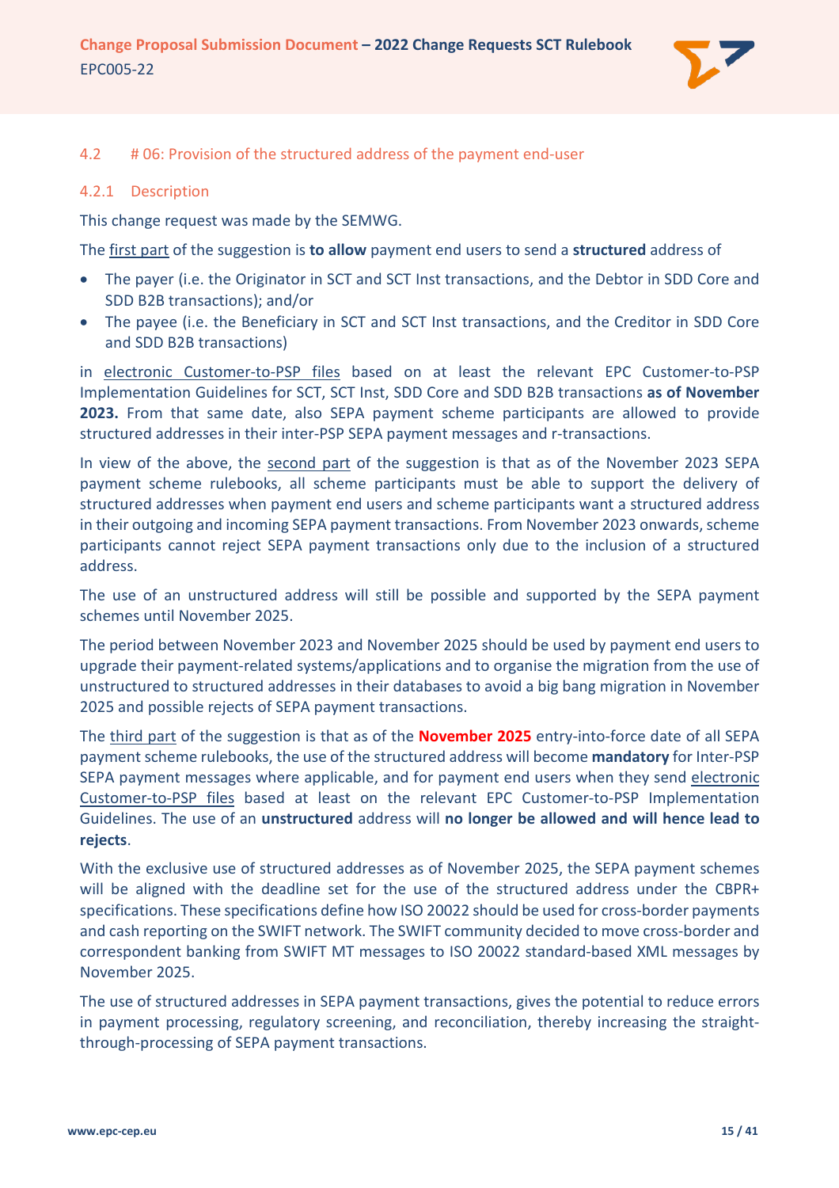### 4.2 # 06: Provision of the structured address of the payment end-user

#### 4.2.1 Description

This change request was made by the SEMWG.

The first part of the suggestion is **to allow** payment end users to send a **structured** address of

- The payer (i.e. the Originator in SCT and SCT Inst transactions, and the Debtor in SDD Core and SDD B2B transactions); and/or
- The payee (i.e. the Beneficiary in SCT and SCT Inst transactions, and the Creditor in SDD Core and SDD B2B transactions)

in electronic Customer-to-PSP files based on at least the relevant EPC Customer-to-PSP Implementation Guidelines for SCT, SCT Inst, SDD Core and SDD B2B transactions **as of November 2023.** From that same date, also SEPA payment scheme participants are allowed to provide structured addresses in their inter-PSP SEPA payment messages and r-transactions.

In view of the above, the second part of the suggestion is that as of the November 2023 SEPA payment scheme rulebooks, all scheme participants must be able to support the delivery of structured addresses when payment end users and scheme participants want a structured address in their outgoing and incoming SEPA payment transactions. From November 2023 onwards, scheme participants cannot reject SEPA payment transactions only due to the inclusion of a structured address.

The use of an unstructured address will still be possible and supported by the SEPA payment schemes until November 2025.

The period between November 2023 and November 2025 should be used by payment end users to upgrade their payment-related systems/applications and to organise the migration from the use of unstructured to structured addresses in their databases to avoid a big bang migration in November 2025 and possible rejects of SEPA payment transactions.

The third part of the suggestion is that as of the **November 2025** entry-into-force date of all SEPA payment scheme rulebooks, the use of the structured address will become **mandatory** for Inter-PSP SEPA payment messages where applicable, and for payment end users when they send electronic Customer-to-PSP files based at least on the relevant EPC Customer-to-PSP Implementation Guidelines. The use of an **unstructured** address will **no longer be allowed and will hence lead to rejects**.

With the exclusive use of structured addresses as of November 2025, the SEPA payment schemes will be aligned with the deadline set for the use of the structured address under the CBPR+ specifications. These specifications define how ISO 20022 should be used for cross-border payments and cash reporting on the SWIFT network. The SWIFT community decided to move cross-border and correspondent banking from SWIFT MT messages to ISO 20022 standard-based XML messages by November 2025.

The use of structured addresses in SEPA payment transactions, gives the potential to reduce errors in payment processing, regulatory screening, and reconciliation, thereby increasing the straight-through-processing of SEPA payment transactions.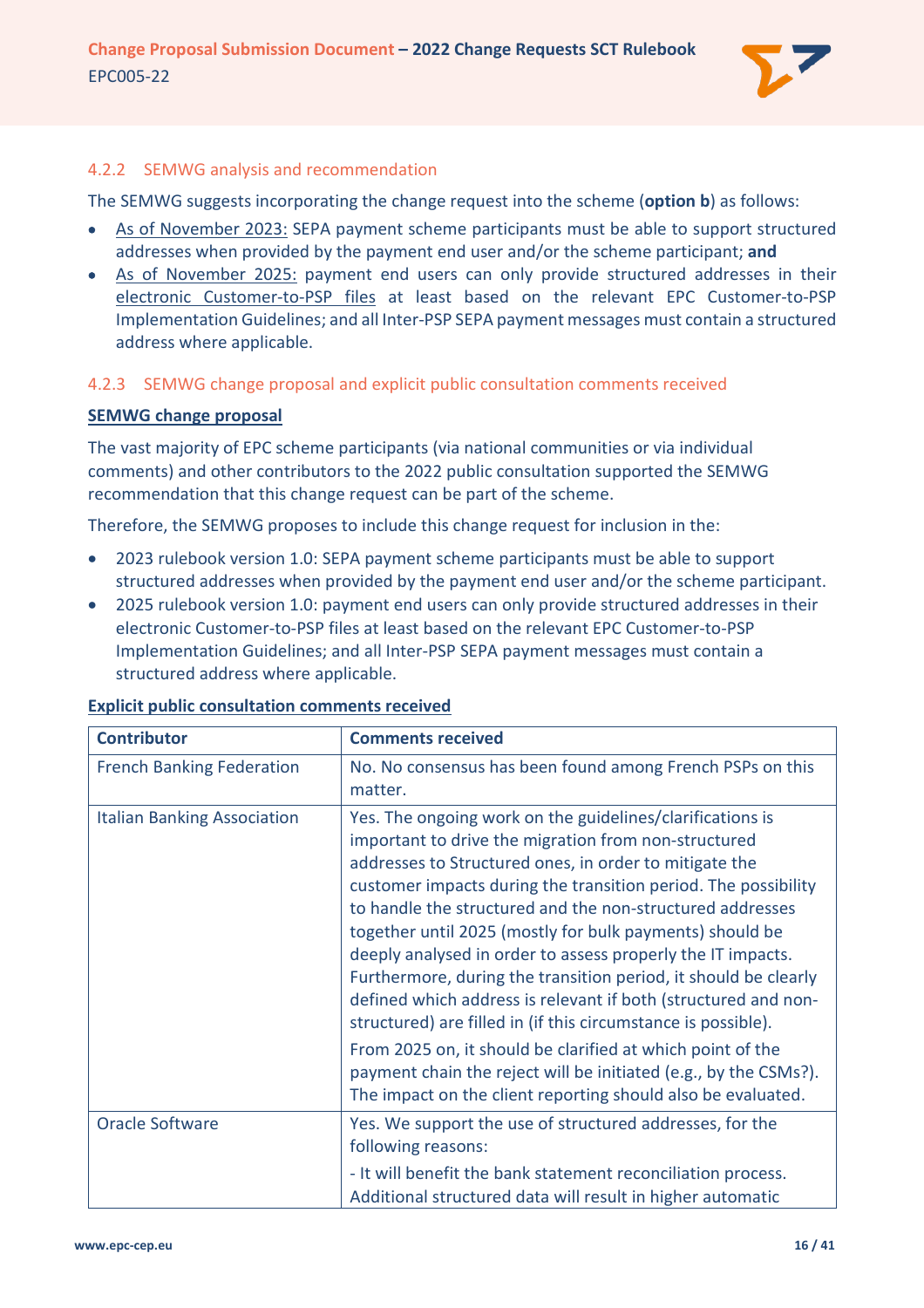### 4.2.2 SEMWG analysis and recommendation

The SEMWG suggests incorporating the change request into the scheme (**option b**) as follows:

- As of November 2023: SEPA payment scheme participants must be able to support structured addresses when provided by the payment end user and/or the scheme participant; **and**
- As of November 2025: payment end users can only provide structured addresses in their electronic Customer-to-PSP files at least based on the relevant EPC Customer-to-PSP Implementation Guidelines; and all Inter-PSP SEPA payment messages must contain a structured address where applicable.

### 4.2.3 SEMWG change proposal and explicit public consultation comments received

**SEMWG change proposal**

The vast majority of EPC scheme participants (via national communities or via individual comments) and other contributors to the 2022 public consultation supported the SEMWG recommendation that this change request can be part of the scheme.

Therefore, the SEMWG proposes to include this change request for inclusion in the:

- 2023 rulebook version 1.0: SEPA payment scheme participants must be able to support structured addresses when provided by the payment end user and/or the scheme participant.
- 2025 rulebook version 1.0: payment end users can only provide structured addresses in their electronic Customer-to-PSP files at least based on the relevant EPC Customer-to-PSP Implementation Guidelines; and all Inter-PSP SEPA payment messages must contain a structured address where applicable.

**Explicit public consultation comments received**

| Contributor | Comments received |
|---|---|
| French Banking Federation | No. No consensus has been found among French PSPs on this matter. |
| Italian Banking Association | Yes. The ongoing work on the guidelines/clarifications is important to drive the migration from non-structured addresses to Structured ones, in order to mitigate the customer impacts during the transition period. The possibility to handle the structured and the non-structured addresses together until 2025 (mostly for bulk payments) should be deeply analysed in order to assess properly the IT impacts. Furthermore, during the transition period, it should be clearly defined which address is relevant if both (structured and non-structured) are filled in (if this circumstance is possible).<br><br>From 2025 on, it should be clarified at which point of the payment chain the reject will be initiated (e.g., by the CSMs?). The impact on the client reporting should also be evaluated. |
| Oracle Software | Yes. We support the use of structured addresses, for the following reasons:<br><br>- It will benefit the bank statement reconciliation process. Additional structured data will result in higher automatic |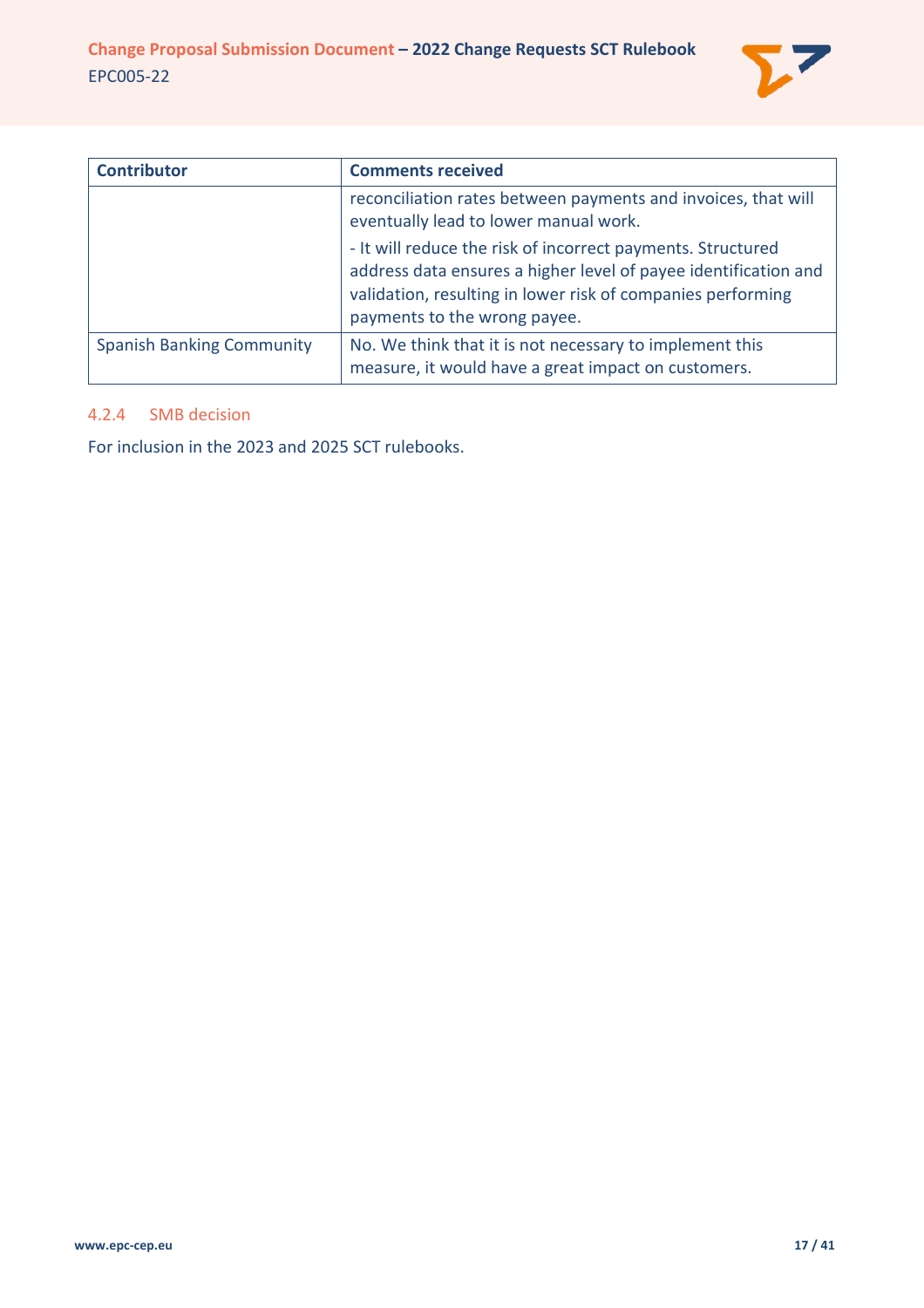| Contributor | Comments received |
|---|---|
| | reconciliation rates between payments and invoices, that will eventually lead to lower manual work.<br><br>- It will reduce the risk of incorrect payments. Structured address data ensures a higher level of payee identification and validation, resulting in lower risk of companies performing payments to the wrong payee. |
| Spanish Banking Community | No. We think that it is not necessary to implement this measure, it would have a great impact on customers. |

#### 4.2.4 SMB decision

For inclusion in the 2023 and 2025 SCT rulebooks.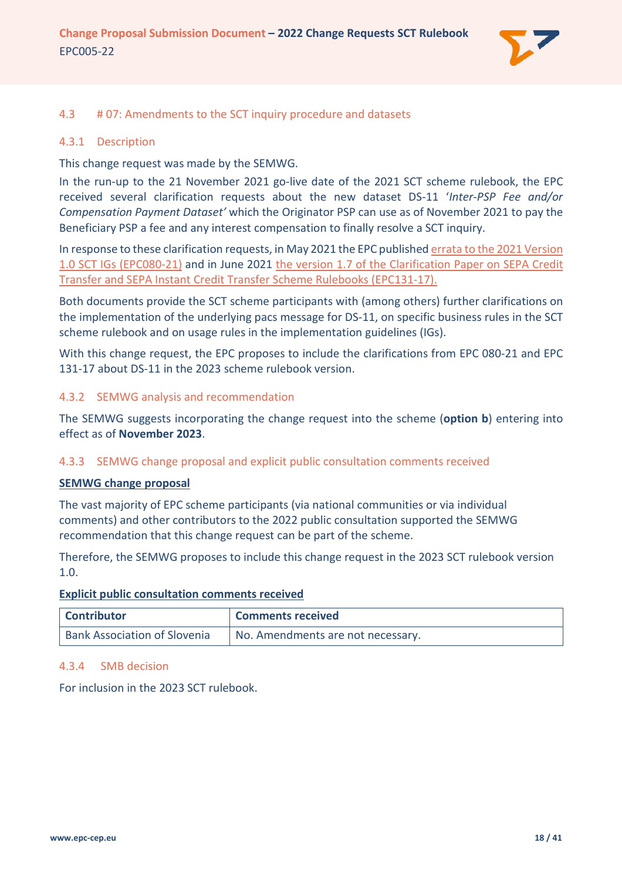## 4.3 # 07: Amendments to the SCT inquiry procedure and datasets

### 4.3.1 Description

This change request was made by the SEMWG.

In the run-up to the 21 November 2021 go-live date of the 2021 SCT scheme rulebook, the EPC received several clarification requests about the new dataset DS-11 '*Inter-PSP Fee and/or Compensation Payment Dataset'* which the Originator PSP can use as of November 2021 to pay the Beneficiary PSP a fee and any interest compensation to finally resolve a SCT inquiry.

In response to these clarification requests, in May 2021 the EPC published errata to the 2021 Version 1.0 SCT IGs (EPC080-21) and in June 2021 the version 1.7 of the Clarification Paper on SEPA Credit Transfer and SEPA Instant Credit Transfer Scheme Rulebooks (EPC131-17).

Both documents provide the SCT scheme participants with (among others) further clarifications on the implementation of the underlying pacs message for DS-11, on specific business rules in the SCT scheme rulebook and on usage rules in the implementation guidelines (IGs).

With this change request, the EPC proposes to include the clarifications from EPC 080-21 and EPC 131-17 about DS-11 in the 2023 scheme rulebook version.

### 4.3.2 SEMWG analysis and recommendation

The SEMWG suggests incorporating the change request into the scheme (**option b**) entering into effect as of **November 2023**.

### 4.3.3 SEMWG change proposal and explicit public consultation comments received

**SEMWG change proposal**

The vast majority of EPC scheme participants (via national communities or via individual comments) and other contributors to the 2022 public consultation supported the SEMWG recommendation that this change request can be part of the scheme.

Therefore, the SEMWG proposes to include this change request in the 2023 SCT rulebook version 1.0.

**Explicit public consultation comments received**

| Contributor | Comments received |
| --- | --- |
| Bank Association of Slovenia | No. Amendments are not necessary. |

### 4.3.4 SMB decision

For inclusion in the 2023 SCT rulebook.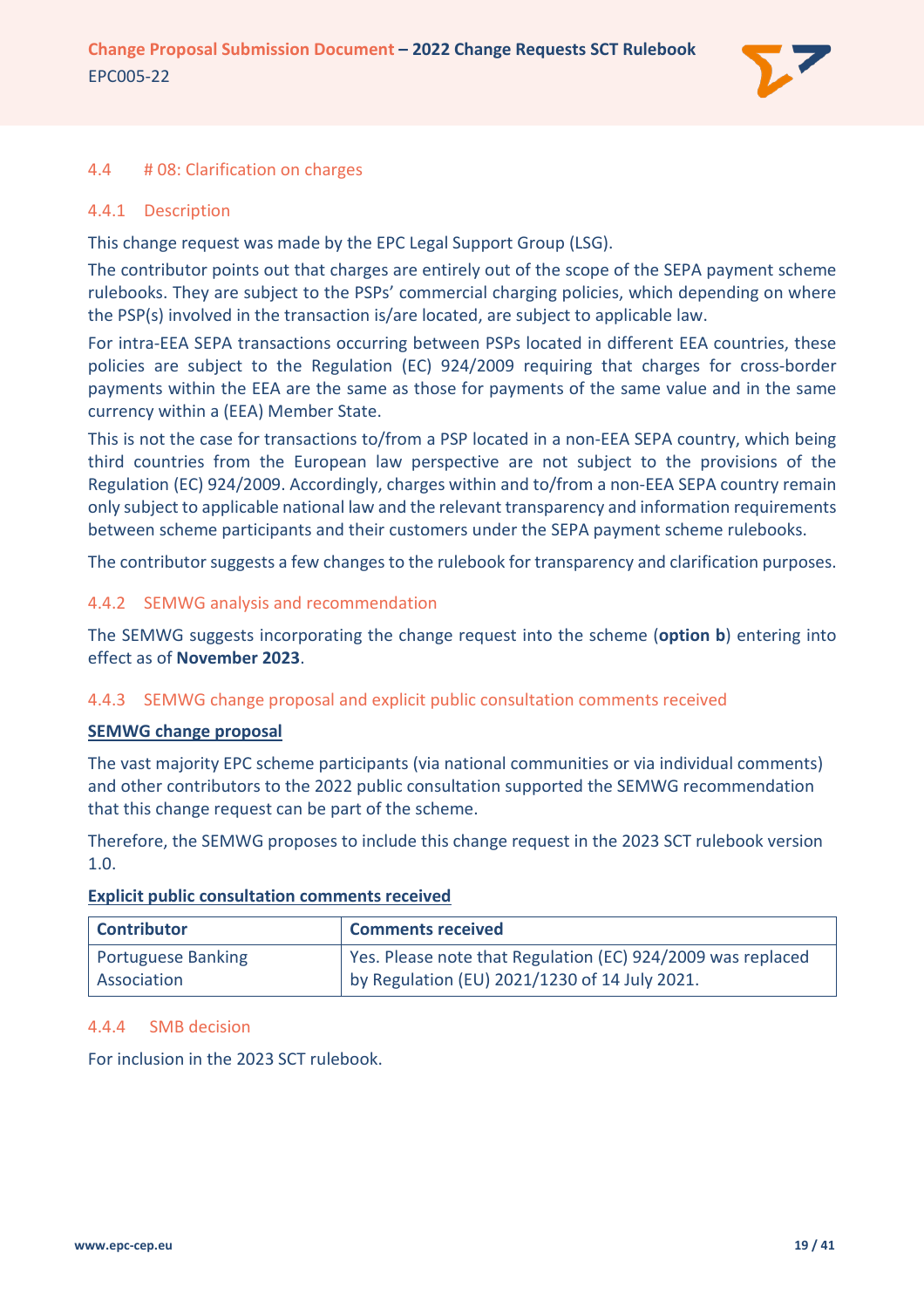### 4.4 # 08: Clarification on charges

#### 4.4.1 Description

This change request was made by the EPC Legal Support Group (LSG).

The contributor points out that charges are entirely out of the scope of the SEPA payment scheme rulebooks. They are subject to the PSPs' commercial charging policies, which depending on where the PSP(s) involved in the transaction is/are located, are subject to applicable law.

For intra-EEA SEPA transactions occurring between PSPs located in different EEA countries, these policies are subject to the Regulation (EC) 924/2009 requiring that charges for cross-border payments within the EEA are the same as those for payments of the same value and in the same currency within a (EEA) Member State.

This is not the case for transactions to/from a PSP located in a non-EEA SEPA country, which being third countries from the European law perspective are not subject to the provisions of the Regulation (EC) 924/2009. Accordingly, charges within and to/from a non-EEA SEPA country remain only subject to applicable national law and the relevant transparency and information requirements between scheme participants and their customers under the SEPA payment scheme rulebooks.

The contributor suggests a few changes to the rulebook for transparency and clarification purposes.

#### 4.4.2 SEMWG analysis and recommendation

The SEMWG suggests incorporating the change request into the scheme (**option b**) entering into effect as of **November 2023**.

#### 4.4.3 SEMWG change proposal and explicit public consultation comments received

**SEMWG change proposal**

The vast majority EPC scheme participants (via national communities or via individual comments) and other contributors to the 2022 public consultation supported the SEMWG recommendation that this change request can be part of the scheme.

Therefore, the SEMWG proposes to include this change request in the 2023 SCT rulebook version 1.0.

**Explicit public consultation comments received**

| Contributor | Comments received |
|---|---|
| Portuguese Banking Association | Yes. Please note that Regulation (EC) 924/2009 was replaced by Regulation (EU) 2021/1230 of 14 July 2021. |

#### 4.4.4 SMB decision

For inclusion in the 2023 SCT rulebook.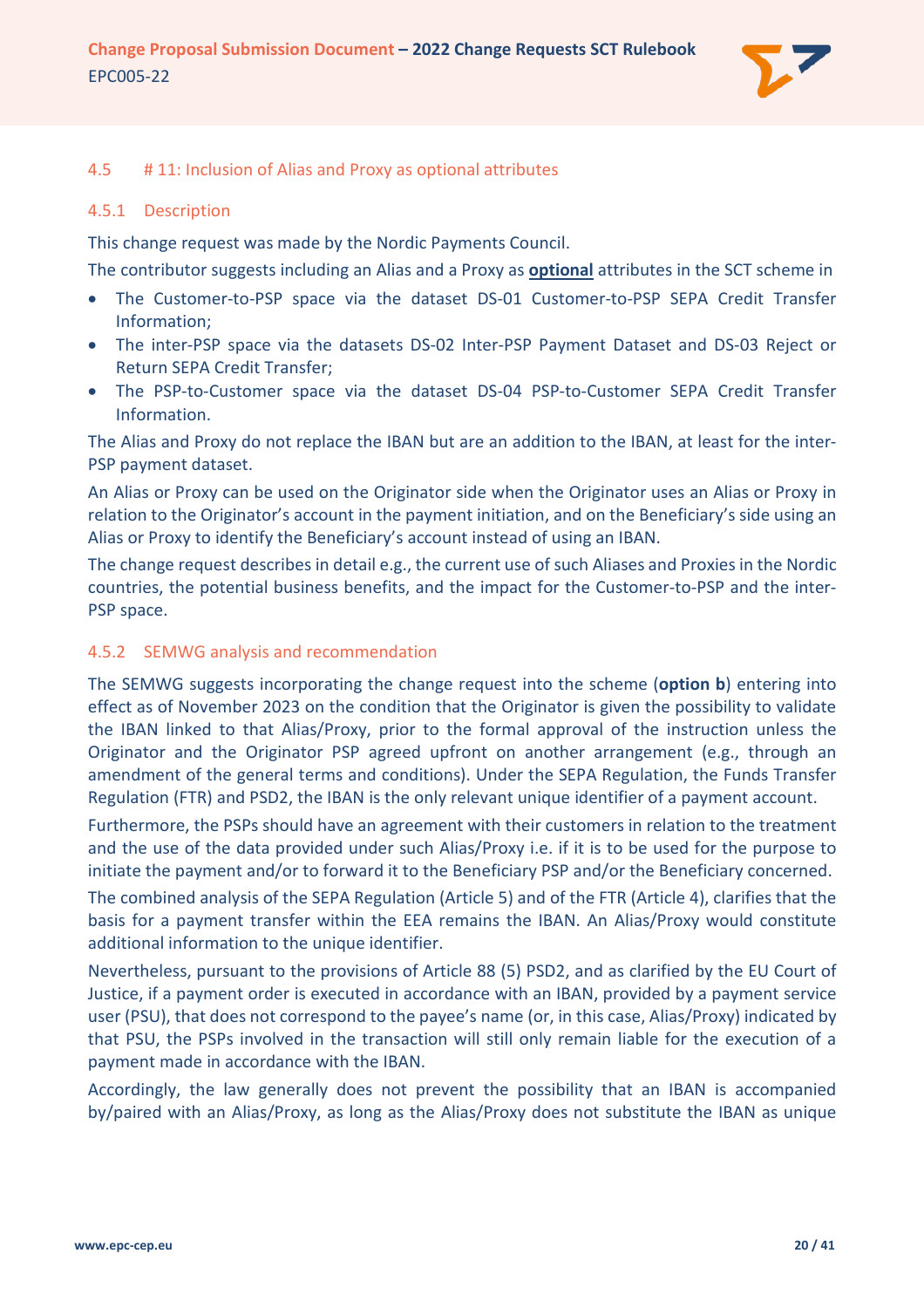### 4.5 # 11: Inclusion of Alias and Proxy as optional attributes

#### 4.5.1 Description

This change request was made by the Nordic Payments Council.

The contributor suggests including an Alias and a Proxy as **optional** attributes in the SCT scheme in

- The Customer-to-PSP space via the dataset DS-01 Customer-to-PSP SEPA Credit Transfer Information;
- The inter-PSP space via the datasets DS-02 Inter-PSP Payment Dataset and DS-03 Reject or Return SEPA Credit Transfer;
- The PSP-to-Customer space via the dataset DS-04 PSP-to-Customer SEPA Credit Transfer Information.

The Alias and Proxy do not replace the IBAN but are an addition to the IBAN, at least for the inter-PSP payment dataset.

An Alias or Proxy can be used on the Originator side when the Originator uses an Alias or Proxy in relation to the Originator's account in the payment initiation, and on the Beneficiary's side using an Alias or Proxy to identify the Beneficiary's account instead of using an IBAN.

The change request describes in detail e.g., the current use of such Aliases and Proxies in the Nordic countries, the potential business benefits, and the impact for the Customer-to-PSP and the inter-PSP space.

#### 4.5.2 SEMWG analysis and recommendation

The SEMWG suggests incorporating the change request into the scheme (**option b**) entering into effect as of November 2023 on the condition that the Originator is given the possibility to validate the IBAN linked to that Alias/Proxy, prior to the formal approval of the instruction unless the Originator and the Originator PSP agreed upfront on another arrangement (e.g., through an amendment of the general terms and conditions). Under the SEPA Regulation, the Funds Transfer Regulation (FTR) and PSD2, the IBAN is the only relevant unique identifier of a payment account.

Furthermore, the PSPs should have an agreement with their customers in relation to the treatment and the use of the data provided under such Alias/Proxy i.e. if it is to be used for the purpose to initiate the payment and/or to forward it to the Beneficiary PSP and/or the Beneficiary concerned.

The combined analysis of the SEPA Regulation (Article 5) and of the FTR (Article 4), clarifies that the basis for a payment transfer within the EEA remains the IBAN. An Alias/Proxy would constitute additional information to the unique identifier.

Nevertheless, pursuant to the provisions of Article 88 (5) PSD2, and as clarified by the EU Court of Justice, if a payment order is executed in accordance with an IBAN, provided by a payment service user (PSU), that does not correspond to the payee's name (or, in this case, Alias/Proxy) indicated by that PSU, the PSPs involved in the transaction will still only remain liable for the execution of a payment made in accordance with the IBAN.

Accordingly, the law generally does not prevent the possibility that an IBAN is accompanied by/paired with an Alias/Proxy, as long as the Alias/Proxy does not substitute the IBAN as unique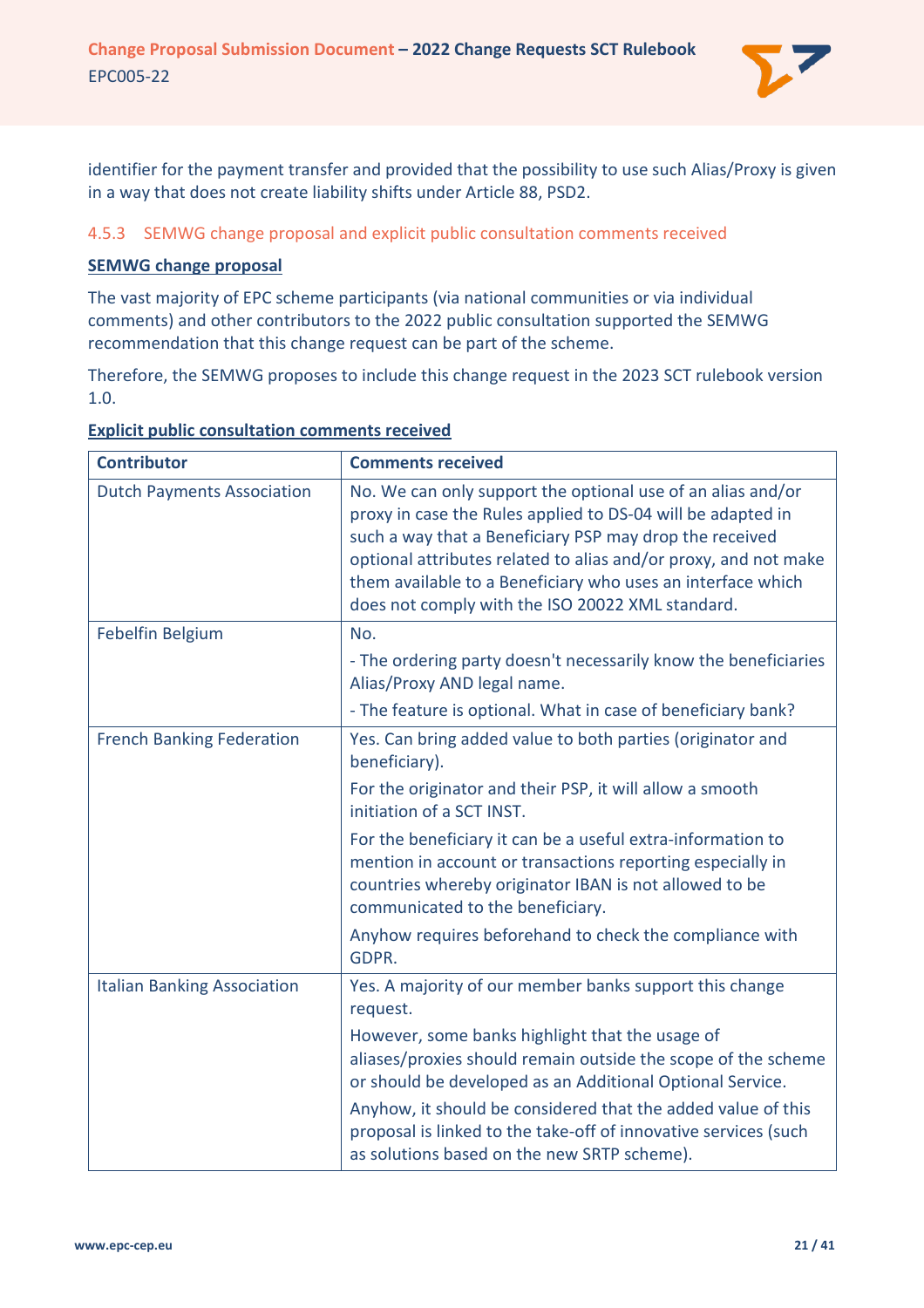identifier for the payment transfer and provided that the possibility to use such Alias/Proxy is given in a way that does not create liability shifts under Article 88, PSD2.

### 4.5.3 SEMWG change proposal and explicit public consultation comments received

**SEMWG change proposal**

The vast majority of EPC scheme participants (via national communities or via individual comments) and other contributors to the 2022 public consultation supported the SEMWG recommendation that this change request can be part of the scheme.

Therefore, the SEMWG proposes to include this change request in the 2023 SCT rulebook version 1.0.

**Explicit public consultation comments received**

| Contributor | Comments received |
|---|---|
| Dutch Payments Association | No. We can only support the optional use of an alias and/or proxy in case the Rules applied to DS-04 will be adapted in such a way that a Beneficiary PSP may drop the received optional attributes related to alias and/or proxy, and not make them available to a Beneficiary who uses an interface which does not comply with the ISO 20022 XML standard. |
| Febelfin Belgium | No.<br>- The ordering party doesn't necessarily know the beneficiaries Alias/Proxy AND legal name.<br>- The feature is optional. What in case of beneficiary bank? |
| French Banking Federation | Yes. Can bring added value to both parties (originator and beneficiary).<br>For the originator and their PSP, it will allow a smooth initiation of a SCT INST.<br>For the beneficiary it can be a useful extra-information to mention in account or transactions reporting especially in countries whereby originator IBAN is not allowed to be communicated to the beneficiary.<br>Anyhow requires beforehand to check the compliance with GDPR. |
| Italian Banking Association | Yes. A majority of our member banks support this change request.<br>However, some banks highlight that the usage of aliases/proxies should remain outside the scope of the scheme or should be developed as an Additional Optional Service.<br>Anyhow, it should be considered that the added value of this proposal is linked to the take-off of innovative services (such as solutions based on the new SRTP scheme). |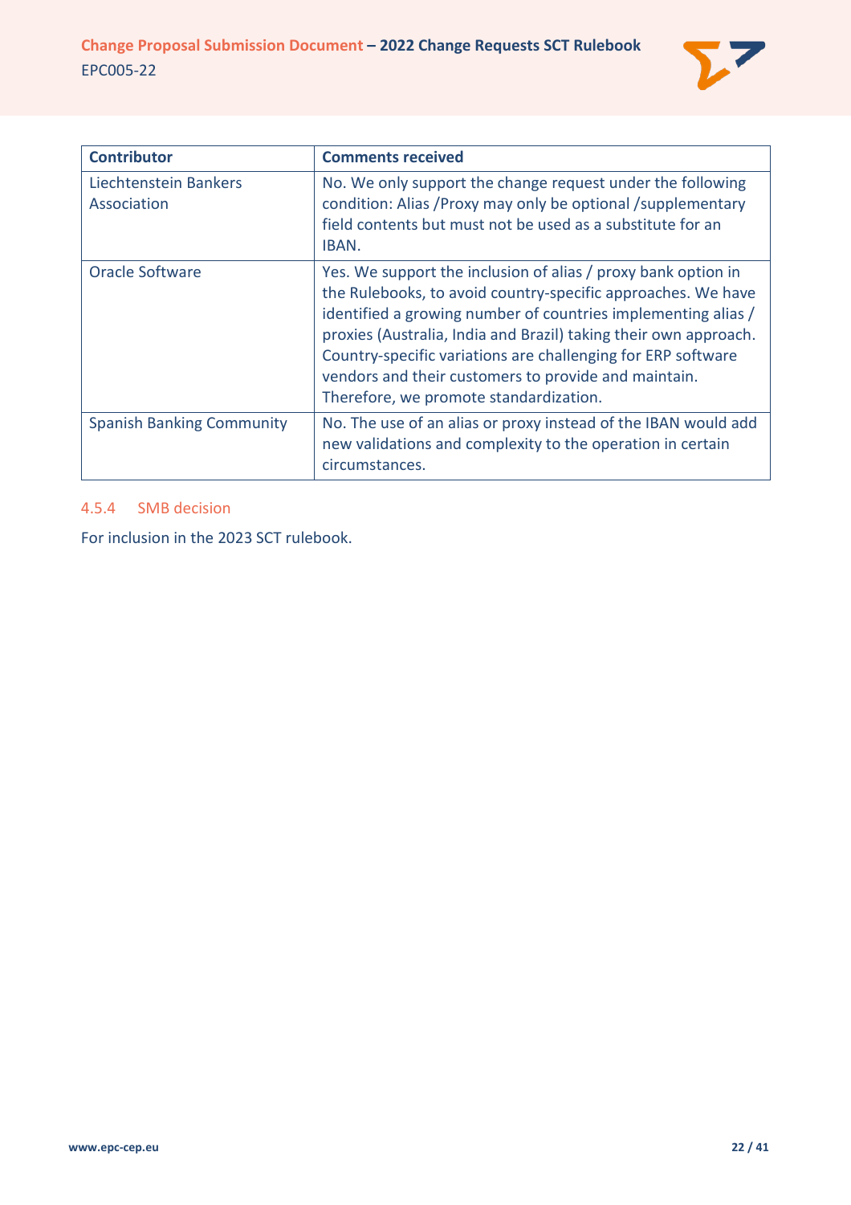| Contributor | Comments received |
| --- | --- |
| Liechtenstein Bankers Association | No. We only support the change request under the following condition: Alias /Proxy may only be optional /supplementary field contents but must not be used as a substitute for an IBAN. |
| Oracle Software | Yes. We support the inclusion of alias / proxy bank option in the Rulebooks, to avoid country-specific approaches. We have identified a growing number of countries implementing alias / proxies (Australia, India and Brazil) taking their own approach. Country-specific variations are challenging for ERP software vendors and their customers to provide and maintain. Therefore, we promote standardization. |
| Spanish Banking Community | No. The use of an alias or proxy instead of the IBAN would add new validations and complexity to the operation in certain circumstances. |

### 4.5.4 SMB decision

For inclusion in the 2023 SCT rulebook.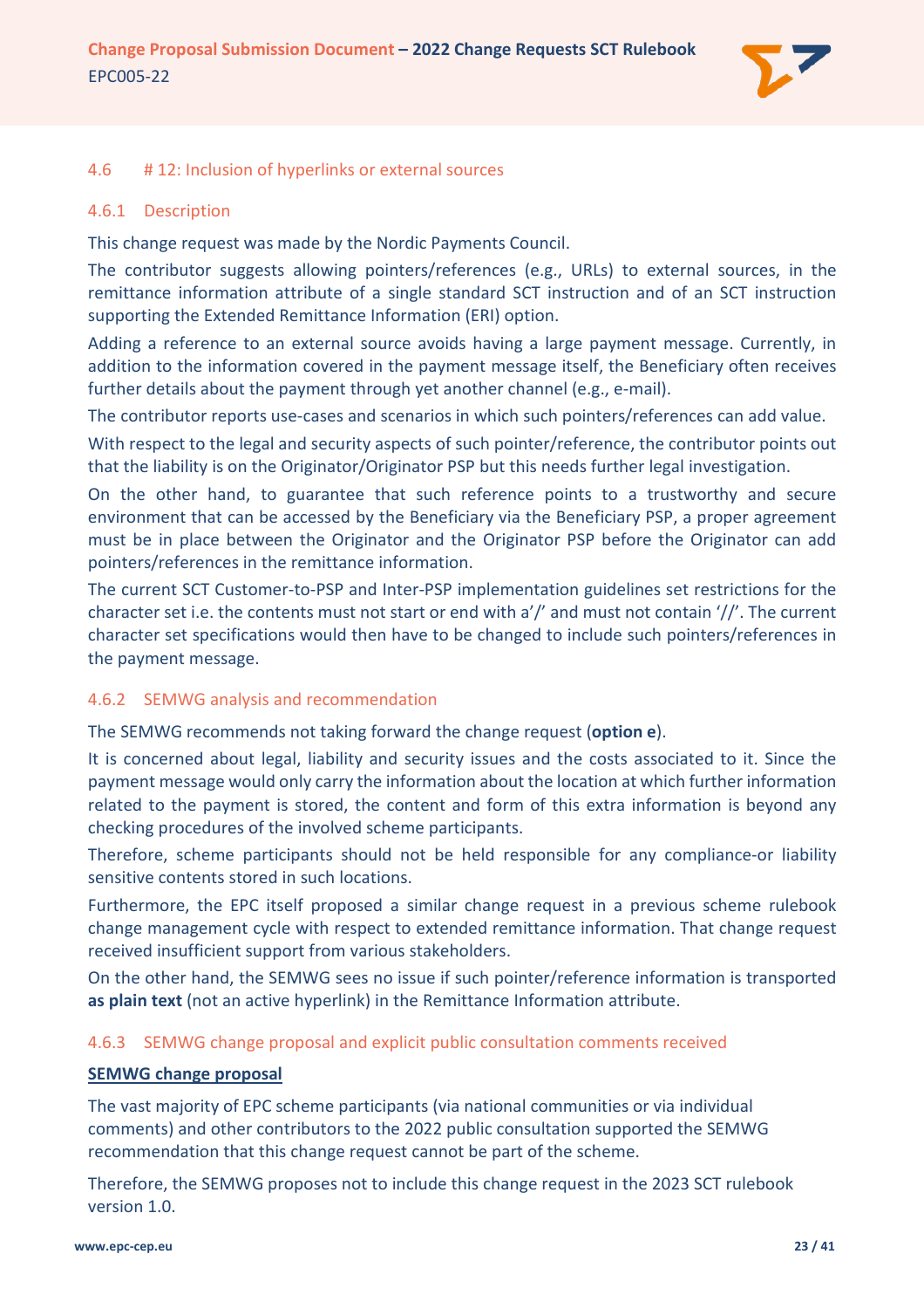### 4.6 # 12: Inclusion of hyperlinks or external sources

#### 4.6.1 Description

This change request was made by the Nordic Payments Council.

The contributor suggests allowing pointers/references (e.g., URLs) to external sources, in the remittance information attribute of a single standard SCT instruction and of an SCT instruction supporting the Extended Remittance Information (ERI) option.

Adding a reference to an external source avoids having a large payment message. Currently, in addition to the information covered in the payment message itself, the Beneficiary often receives further details about the payment through yet another channel (e.g., e-mail).

The contributor reports use-cases and scenarios in which such pointers/references can add value.

With respect to the legal and security aspects of such pointer/reference, the contributor points out that the liability is on the Originator/Originator PSP but this needs further legal investigation.

On the other hand, to guarantee that such reference points to a trustworthy and secure environment that can be accessed by the Beneficiary via the Beneficiary PSP, a proper agreement must be in place between the Originator and the Originator PSP before the Originator can add pointers/references in the remittance information.

The current SCT Customer-to-PSP and Inter-PSP implementation guidelines set restrictions for the character set i.e. the contents must not start or end with a'/' and must not contain '//'. The current character set specifications would then have to be changed to include such pointers/references in the payment message.

#### 4.6.2 SEMWG analysis and recommendation

The SEMWG recommends not taking forward the change request (**option e**).

It is concerned about legal, liability and security issues and the costs associated to it. Since the payment message would only carry the information about the location at which further information related to the payment is stored, the content and form of this extra information is beyond any checking procedures of the involved scheme participants.

Therefore, scheme participants should not be held responsible for any compliance-or liability sensitive contents stored in such locations.

Furthermore, the EPC itself proposed a similar change request in a previous scheme rulebook change management cycle with respect to extended remittance information. That change request received insufficient support from various stakeholders.

On the other hand, the SEMWG sees no issue if such pointer/reference information is transported **as plain text** (not an active hyperlink) in the Remittance Information attribute.

#### 4.6.3 SEMWG change proposal and explicit public consultation comments received

**SEMWG change proposal**

The vast majority of EPC scheme participants (via national communities or via individual comments) and other contributors to the 2022 public consultation supported the SEMWG recommendation that this change request cannot be part of the scheme.

Therefore, the SEMWG proposes not to include this change request in the 2023 SCT rulebook version 1.0.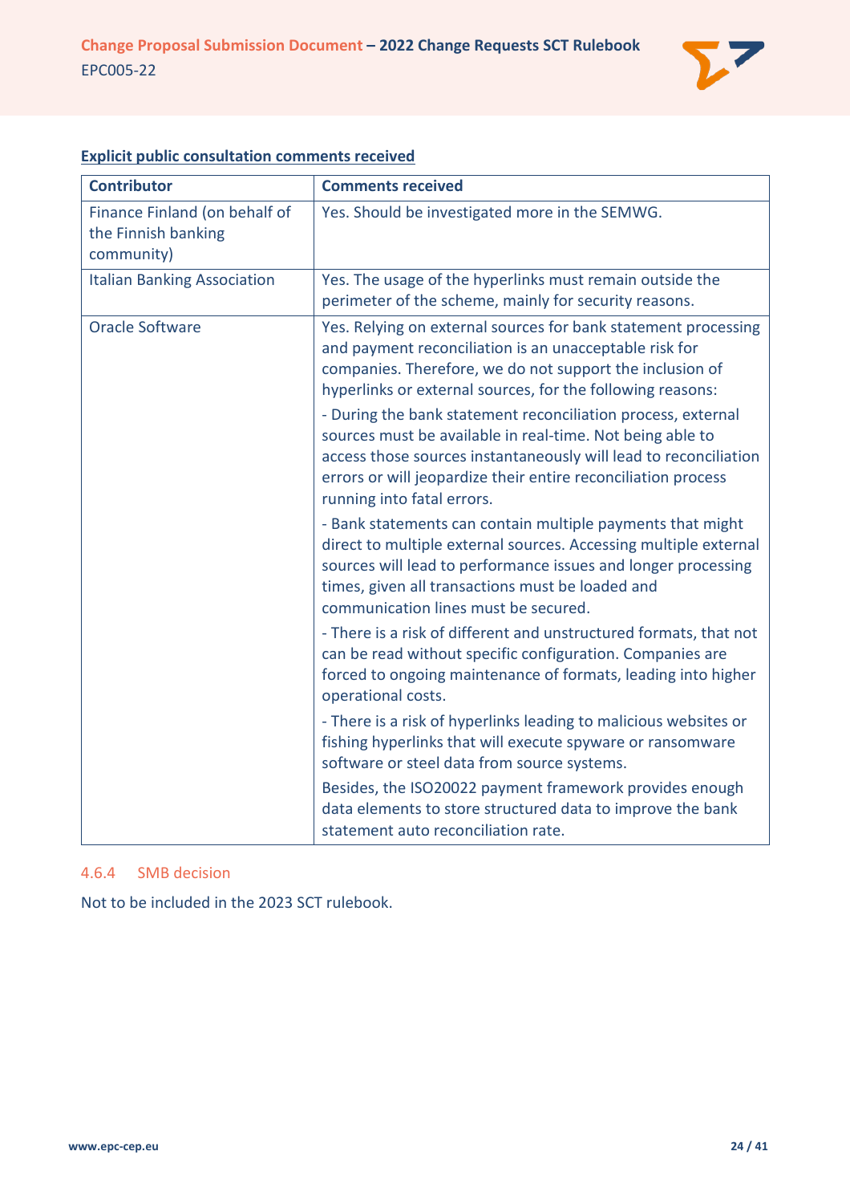**Explicit public consultation comments received**

| Contributor | Comments received |
|---|---|
| Finance Finland (on behalf of the Finnish banking community) | Yes. Should be investigated more in the SEMWG. |
| Italian Banking Association | Yes. The usage of the hyperlinks must remain outside the perimeter of the scheme, mainly for security reasons. |
| Oracle Software | Yes. Relying on external sources for bank statement processing and payment reconciliation is an unacceptable risk for companies. Therefore, we do not support the inclusion of hyperlinks or external sources, for the following reasons:<br>- During the bank statement reconciliation process, external sources must be available in real-time. Not being able to access those sources instantaneously will lead to reconciliation errors or will jeopardize their entire reconciliation process running into fatal errors.<br>- Bank statements can contain multiple payments that might direct to multiple external sources. Accessing multiple external sources will lead to performance issues and longer processing times, given all transactions must be loaded and communication lines must be secured.<br>- There is a risk of different and unstructured formats, that not can be read without specific configuration. Companies are forced to ongoing maintenance of formats, leading into higher operational costs.<br>- There is a risk of hyperlinks leading to malicious websites or fishing hyperlinks that will execute spyware or ransomware software or steel data from source systems.<br>Besides, the ISO20022 payment framework provides enough data elements to store structured data to improve the bank statement auto reconciliation rate. |

### 4.6.4 SMB decision

Not to be included in the 2023 SCT rulebook.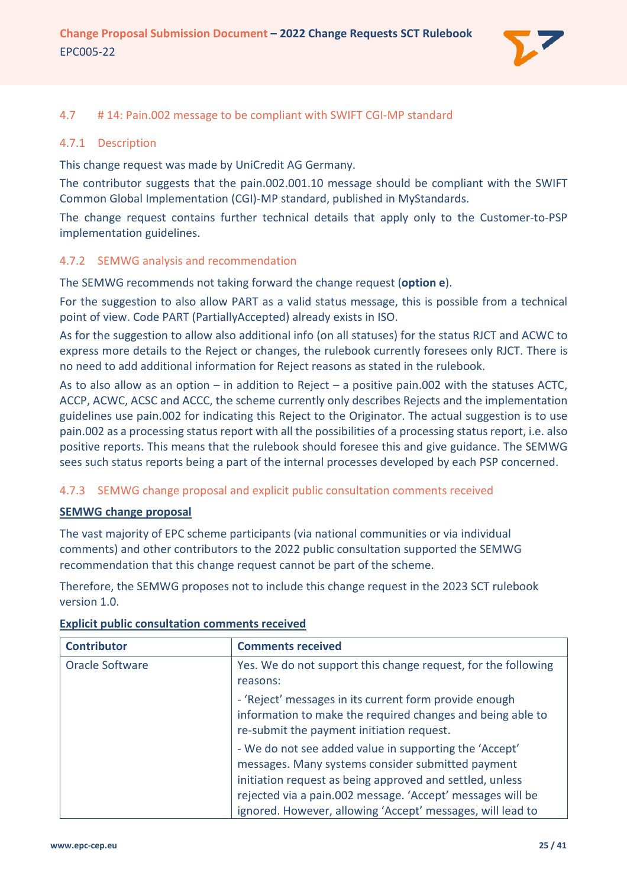### 4.7 # 14: Pain.002 message to be compliant with SWIFT CGI-MP standard

#### 4.7.1 Description

This change request was made by UniCredit AG Germany.

The contributor suggests that the pain.002.001.10 message should be compliant with the SWIFT Common Global Implementation (CGI)-MP standard, published in MyStandards.

The change request contains further technical details that apply only to the Customer-to-PSP implementation guidelines.

#### 4.7.2 SEMWG analysis and recommendation

The SEMWG recommends not taking forward the change request (**option e**).

For the suggestion to also allow PART as a valid status message, this is possible from a technical point of view. Code PART (PartiallyAccepted) already exists in ISO.

As for the suggestion to allow also additional info (on all statuses) for the status RJCT and ACWC to express more details to the Reject or changes, the rulebook currently foresees only RJCT. There is no need to add additional information for Reject reasons as stated in the rulebook.

As to also allow as an option – in addition to Reject – a positive pain.002 with the statuses ACTC, ACCP, ACWC, ACSC and ACCC, the scheme currently only describes Rejects and the implementation guidelines use pain.002 for indicating this Reject to the Originator. The actual suggestion is to use pain.002 as a processing status report with all the possibilities of a processing status report, i.e. also positive reports. This means that the rulebook should foresee this and give guidance. The SEMWG sees such status reports being a part of the internal processes developed by each PSP concerned.

#### 4.7.3 SEMWG change proposal and explicit public consultation comments received

**SEMWG change proposal**

The vast majority of EPC scheme participants (via national communities or via individual comments) and other contributors to the 2022 public consultation supported the SEMWG recommendation that this change request cannot be part of the scheme.

Therefore, the SEMWG proposes not to include this change request in the 2023 SCT rulebook version 1.0.

**Explicit public consultation comments received**

| Contributor | Comments received |
|---|---|
| Oracle Software | Yes. We do not support this change request, for the following reasons:<br><br>- 'Reject' messages in its current form provide enough information to make the required changes and being able to re-submit the payment initiation request.<br><br>- We do not see added value in supporting the 'Accept' messages. Many systems consider submitted payment initiation request as being approved and settled, unless rejected via a pain.002 message. 'Accept' messages will be ignored. However, allowing 'Accept' messages, will lead to |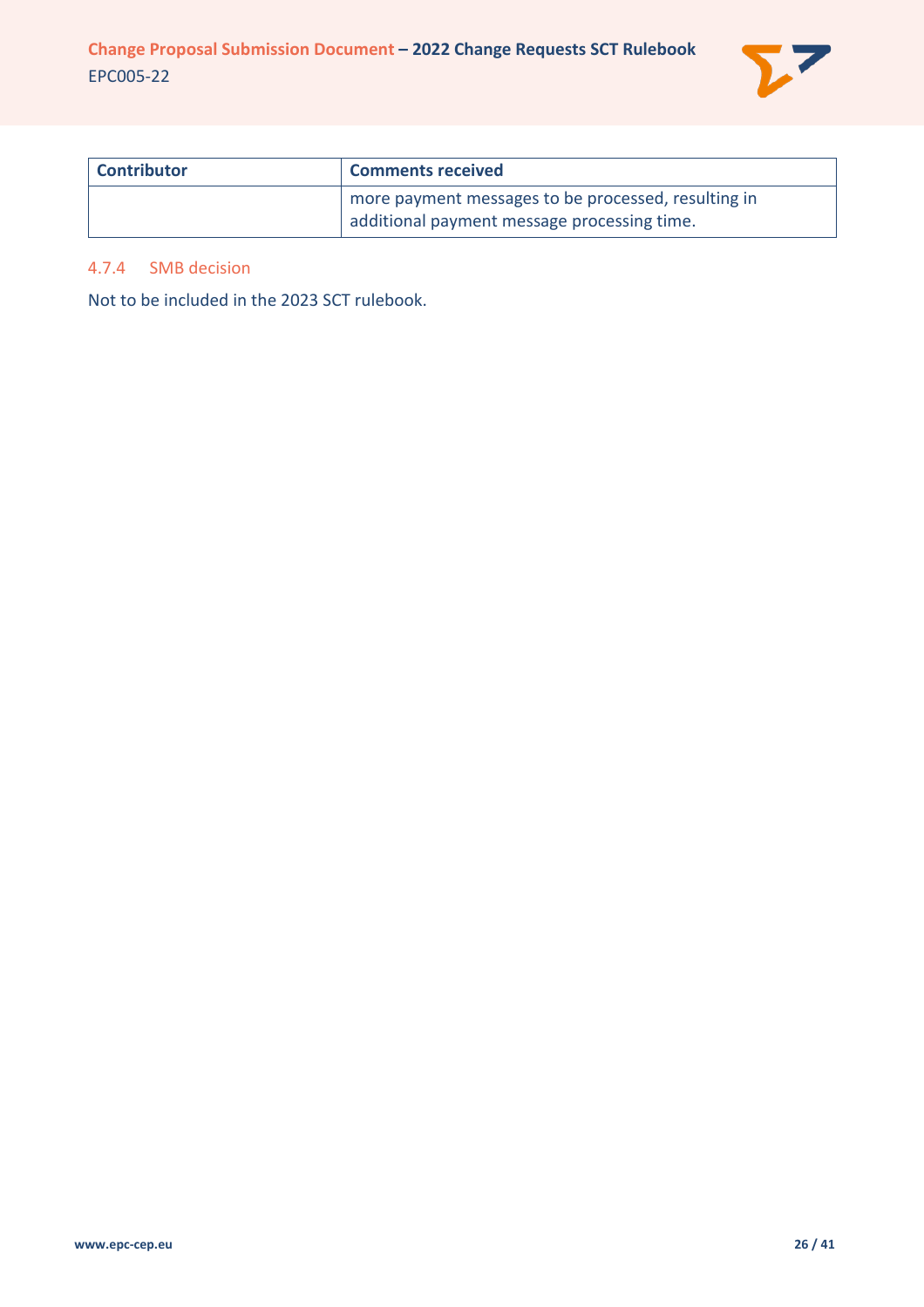| Contributor | Comments received |
| --- | --- |
| | more payment messages to be processed, resulting in additional payment message processing time. |

#### 4.7.4 SMB decision

Not to be included in the 2023 SCT rulebook.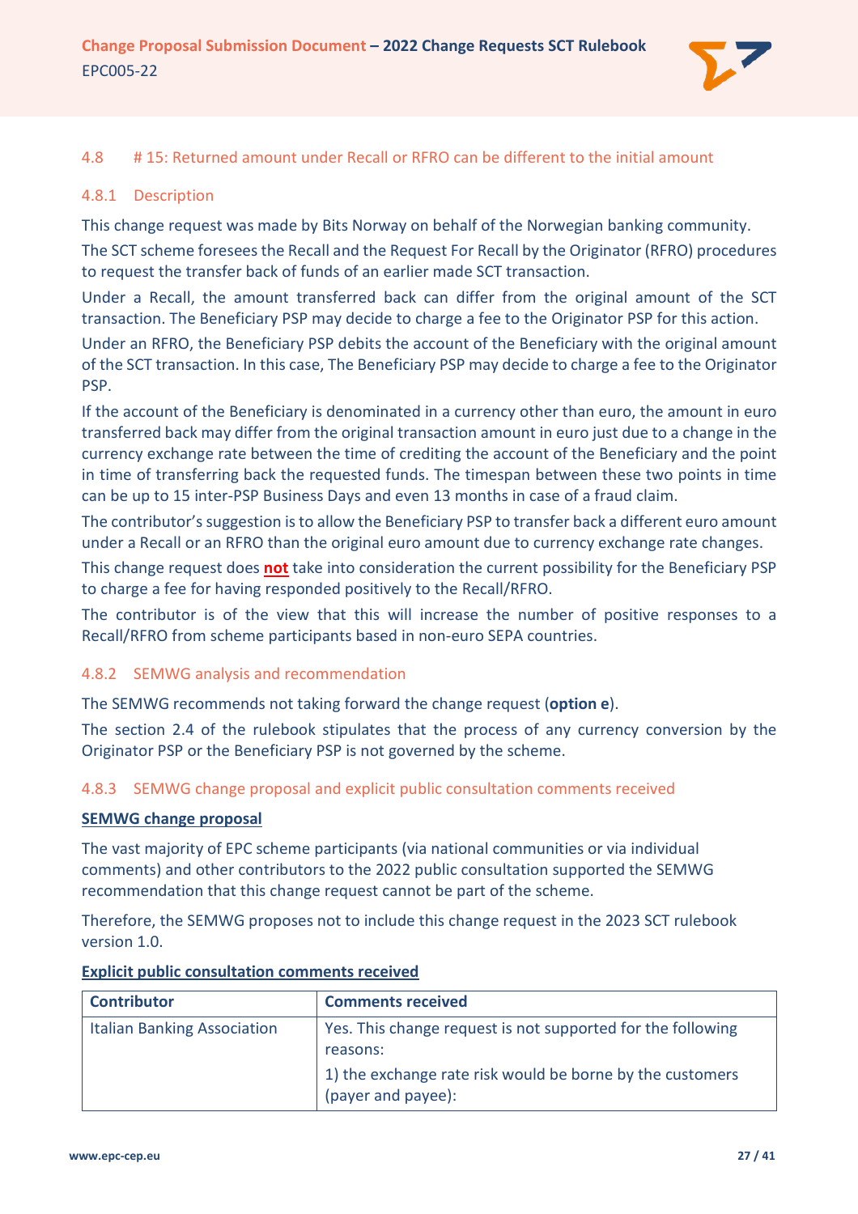### 4.8 # 15: Returned amount under Recall or RFRO can be different to the initial amount

#### 4.8.1 Description

This change request was made by Bits Norway on behalf of the Norwegian banking community.

The SCT scheme foresees the Recall and the Request For Recall by the Originator (RFRO) procedures to request the transfer back of funds of an earlier made SCT transaction.

Under a Recall, the amount transferred back can differ from the original amount of the SCT transaction. The Beneficiary PSP may decide to charge a fee to the Originator PSP for this action.

Under an RFRO, the Beneficiary PSP debits the account of the Beneficiary with the original amount of the SCT transaction. In this case, The Beneficiary PSP may decide to charge a fee to the Originator PSP.

If the account of the Beneficiary is denominated in a currency other than euro, the amount in euro transferred back may differ from the original transaction amount in euro just due to a change in the currency exchange rate between the time of crediting the account of the Beneficiary and the point in time of transferring back the requested funds. The timespan between these two points in time can be up to 15 inter-PSP Business Days and even 13 months in case of a fraud claim.

The contributor's suggestion is to allow the Beneficiary PSP to transfer back a different euro amount under a Recall or an RFRO than the original euro amount due to currency exchange rate changes.

This change request does **not** take into consideration the current possibility for the Beneficiary PSP to charge a fee for having responded positively to the Recall/RFRO.

The contributor is of the view that this will increase the number of positive responses to a Recall/RFRO from scheme participants based in non-euro SEPA countries.

#### 4.8.2 SEMWG analysis and recommendation

The SEMWG recommends not taking forward the change request (**option e**).

The section 2.4 of the rulebook stipulates that the process of any currency conversion by the Originator PSP or the Beneficiary PSP is not governed by the scheme.

#### 4.8.3 SEMWG change proposal and explicit public consultation comments received

**SEMWG change proposal**

The vast majority of EPC scheme participants (via national communities or via individual comments) and other contributors to the 2022 public consultation supported the SEMWG recommendation that this change request cannot be part of the scheme.

Therefore, the SEMWG proposes not to include this change request in the 2023 SCT rulebook version 1.0.

**Explicit public consultation comments received**

| Contributor | Comments received |
| --- | --- |
| Italian Banking Association | Yes. This change request is not supported for the following reasons:<br>1) the exchange rate risk would be borne by the customers (payer and payee): |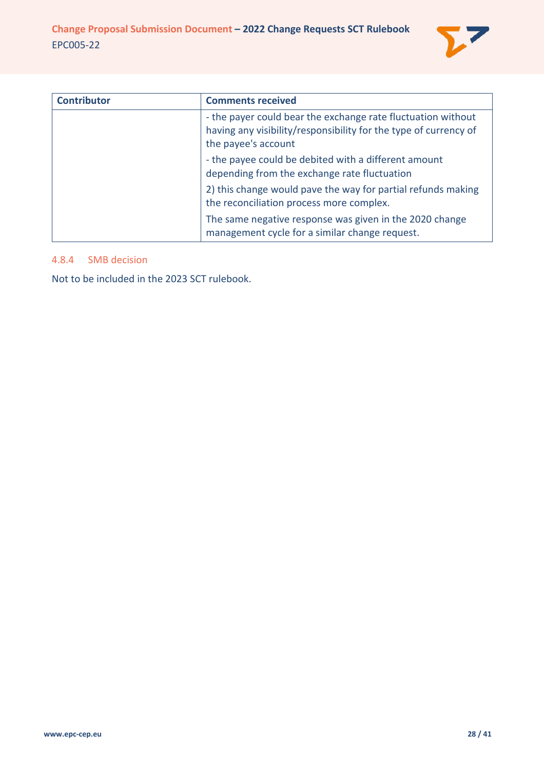| Contributor | Comments received |
| --- | --- |
| | - the payer could bear the exchange rate fluctuation without having any visibility/responsibility for the type of currency of the payee's account<br><br>- the payee could be debited with a different amount depending from the exchange rate fluctuation<br><br>2) this change would pave the way for partial refunds making the reconciliation process more complex.<br><br>The same negative response was given in the 2020 change management cycle for a similar change request. |

#### 4.8.4 SMB decision

Not to be included in the 2023 SCT rulebook.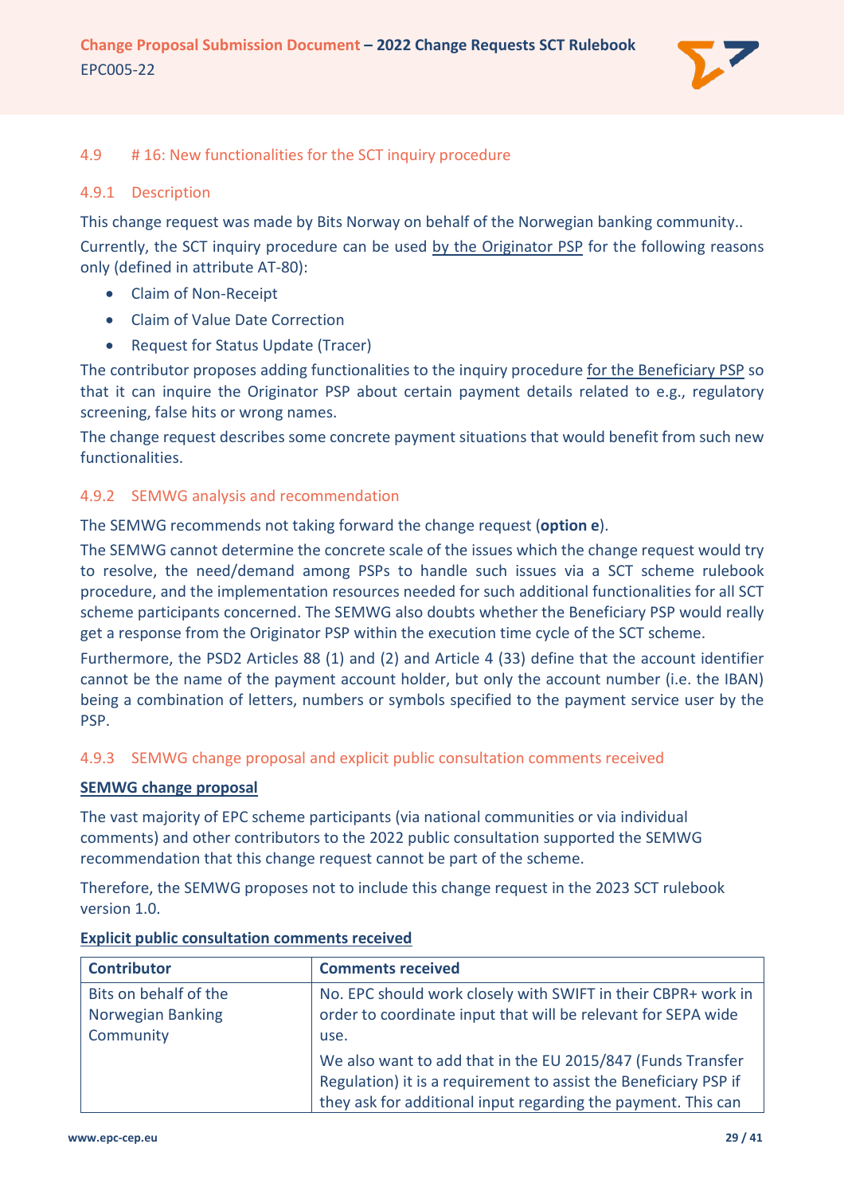## 4.9 # 16: New functionalities for the SCT inquiry procedure

### 4.9.1 Description

This change request was made by Bits Norway on behalf of the Norwegian banking community..

Currently, the SCT inquiry procedure can be used by the Originator PSP for the following reasons only (defined in attribute AT-80):

- Claim of Non-Receipt
- Claim of Value Date Correction
- Request for Status Update (Tracer)

The contributor proposes adding functionalities to the inquiry procedure for the Beneficiary PSP so that it can inquire the Originator PSP about certain payment details related to e.g., regulatory screening, false hits or wrong names.

The change request describes some concrete payment situations that would benefit from such new functionalities.

### 4.9.2 SEMWG analysis and recommendation

The SEMWG recommends not taking forward the change request (**option e**).

The SEMWG cannot determine the concrete scale of the issues which the change request would try to resolve, the need/demand among PSPs to handle such issues via a SCT scheme rulebook procedure, and the implementation resources needed for such additional functionalities for all SCT scheme participants concerned. The SEMWG also doubts whether the Beneficiary PSP would really get a response from the Originator PSP within the execution time cycle of the SCT scheme.

Furthermore, the PSD2 Articles 88 (1) and (2) and Article 4 (33) define that the account identifier cannot be the name of the payment account holder, but only the account number (i.e. the IBAN) being a combination of letters, numbers or symbols specified to the payment service user by the PSP.

### 4.9.3 SEMWG change proposal and explicit public consultation comments received

**SEMWG change proposal**

The vast majority of EPC scheme participants (via national communities or via individual comments) and other contributors to the 2022 public consultation supported the SEMWG recommendation that this change request cannot be part of the scheme.

Therefore, the SEMWG proposes not to include this change request in the 2023 SCT rulebook version 1.0.

**Explicit public consultation comments received**

| Contributor | Comments received |
|---|---|
| Bits on behalf of the Norwegian Banking Community | No. EPC should work closely with SWIFT in their CBPR+ work in order to coordinate input that will be relevant for SEPA wide use.<br><br>We also want to add that in the EU 2015/847 (Funds Transfer Regulation) it is a requirement to assist the Beneficiary PSP if they ask for additional input regarding the payment. This can |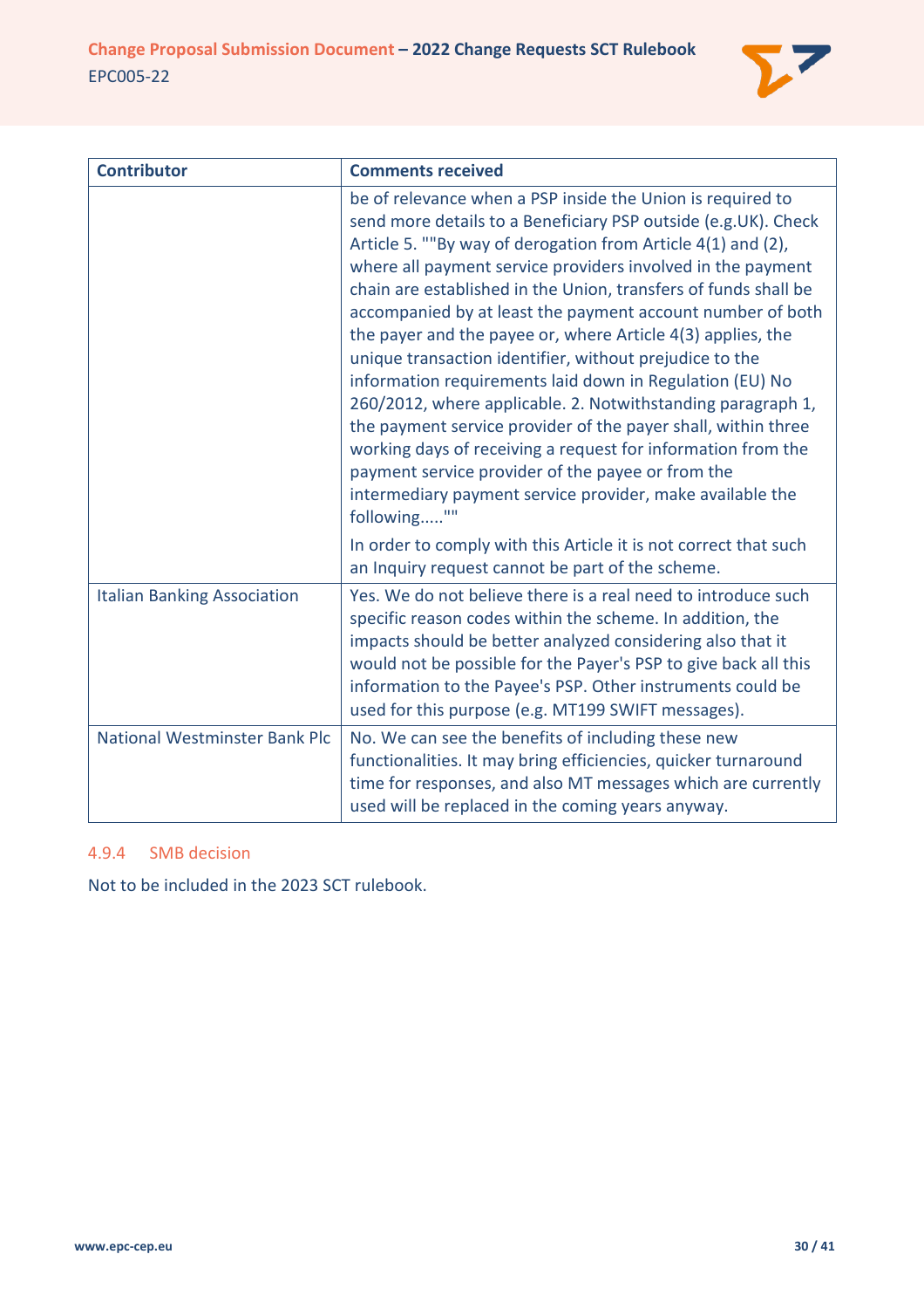| Contributor | Comments received |
|---|---|
| | be of relevance when a PSP inside the Union is required to send more details to a Beneficiary PSP outside (e.g.UK). Check Article 5. ""By way of derogation from Article 4(1) and (2), where all payment service providers involved in the payment chain are established in the Union, transfers of funds shall be accompanied by at least the payment account number of both the payer and the payee or, where Article 4(3) applies, the unique transaction identifier, without prejudice to the information requirements laid down in Regulation (EU) No 260/2012, where applicable. 2. Notwithstanding paragraph 1, the payment service provider of the payer shall, within three working days of receiving a request for information from the payment service provider of the payee or from the intermediary payment service provider, make available the following.....""<br><br>In order to comply with this Article it is not correct that such an Inquiry request cannot be part of the scheme. |
| Italian Banking Association | Yes. We do not believe there is a real need to introduce such specific reason codes within the scheme. In addition, the impacts should be better analyzed considering also that it would not be possible for the Payer's PSP to give back all this information to the Payee's PSP. Other instruments could be used for this purpose (e.g. MT199 SWIFT messages). |
| National Westminster Bank Plc | No. We can see the benefits of including these new functionalities. It may bring efficiencies, quicker turnaround time for responses, and also MT messages which are currently used will be replaced in the coming years anyway. |

### 4.9.4 SMB decision

Not to be included in the 2023 SCT rulebook.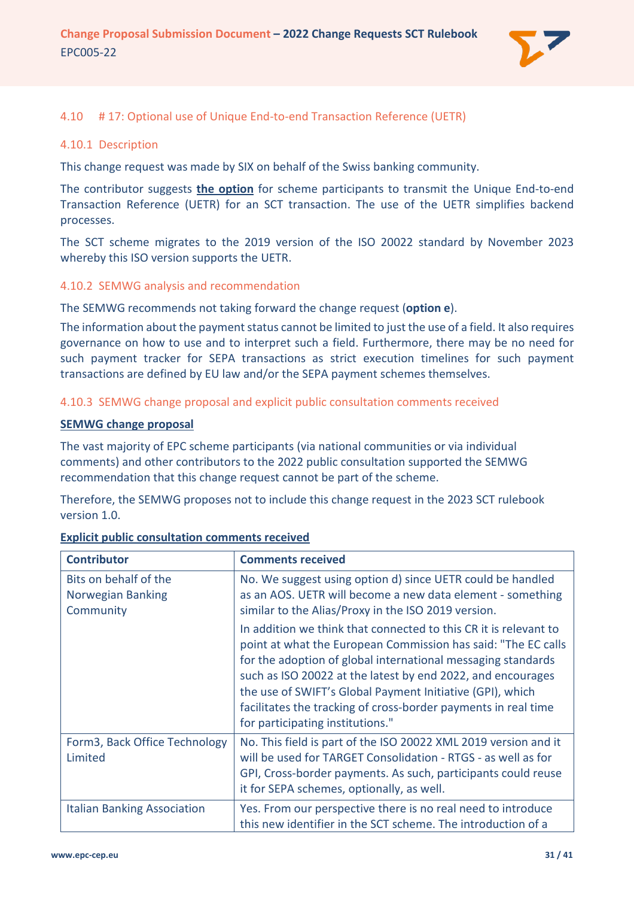### 4.10 # 17: Optional use of Unique End-to-end Transaction Reference (UETR)

#### 4.10.1 Description

This change request was made by SIX on behalf of the Swiss banking community.

The contributor suggests **the option** for scheme participants to transmit the Unique End-to-end Transaction Reference (UETR) for an SCT transaction. The use of the UETR simplifies backend processes.

The SCT scheme migrates to the 2019 version of the ISO 20022 standard by November 2023 whereby this ISO version supports the UETR.

#### 4.10.2 SEMWG analysis and recommendation

The SEMWG recommends not taking forward the change request (**option e**).

The information about the payment status cannot be limited to just the use of a field. It also requires governance on how to use and to interpret such a field. Furthermore, there may be no need for such payment tracker for SEPA transactions as strict execution timelines for such payment transactions are defined by EU law and/or the SEPA payment schemes themselves.

#### 4.10.3 SEMWG change proposal and explicit public consultation comments received

**SEMWG change proposal**

The vast majority of EPC scheme participants (via national communities or via individual comments) and other contributors to the 2022 public consultation supported the SEMWG recommendation that this change request cannot be part of the scheme.

Therefore, the SEMWG proposes not to include this change request in the 2023 SCT rulebook version 1.0.

**Explicit public consultation comments received**

| Contributor | Comments received |
|---|---|
| Bits on behalf of the Norwegian Banking Community | No. We suggest using option d) since UETR could be handled as an AOS. UETR will become a new data element - something similar to the Alias/Proxy in the ISO 2019 version.<br><br>In addition we think that connected to this CR it is relevant to point at what the European Commission has said: "The EC calls for the adoption of global international messaging standards such as ISO 20022 at the latest by end 2022, and encourages the use of SWIFT's Global Payment Initiative (GPI), which facilitates the tracking of cross-border payments in real time for participating institutions." |
| Form3, Back Office Technology Limited | No. This field is part of the ISO 20022 XML 2019 version and it will be used for TARGET Consolidation - RTGS - as well as for GPI, Cross-border payments. As such, participants could reuse it for SEPA schemes, optionally, as well. |
| Italian Banking Association | Yes. From our perspective there is no real need to introduce this new identifier in the SCT scheme. The introduction of a |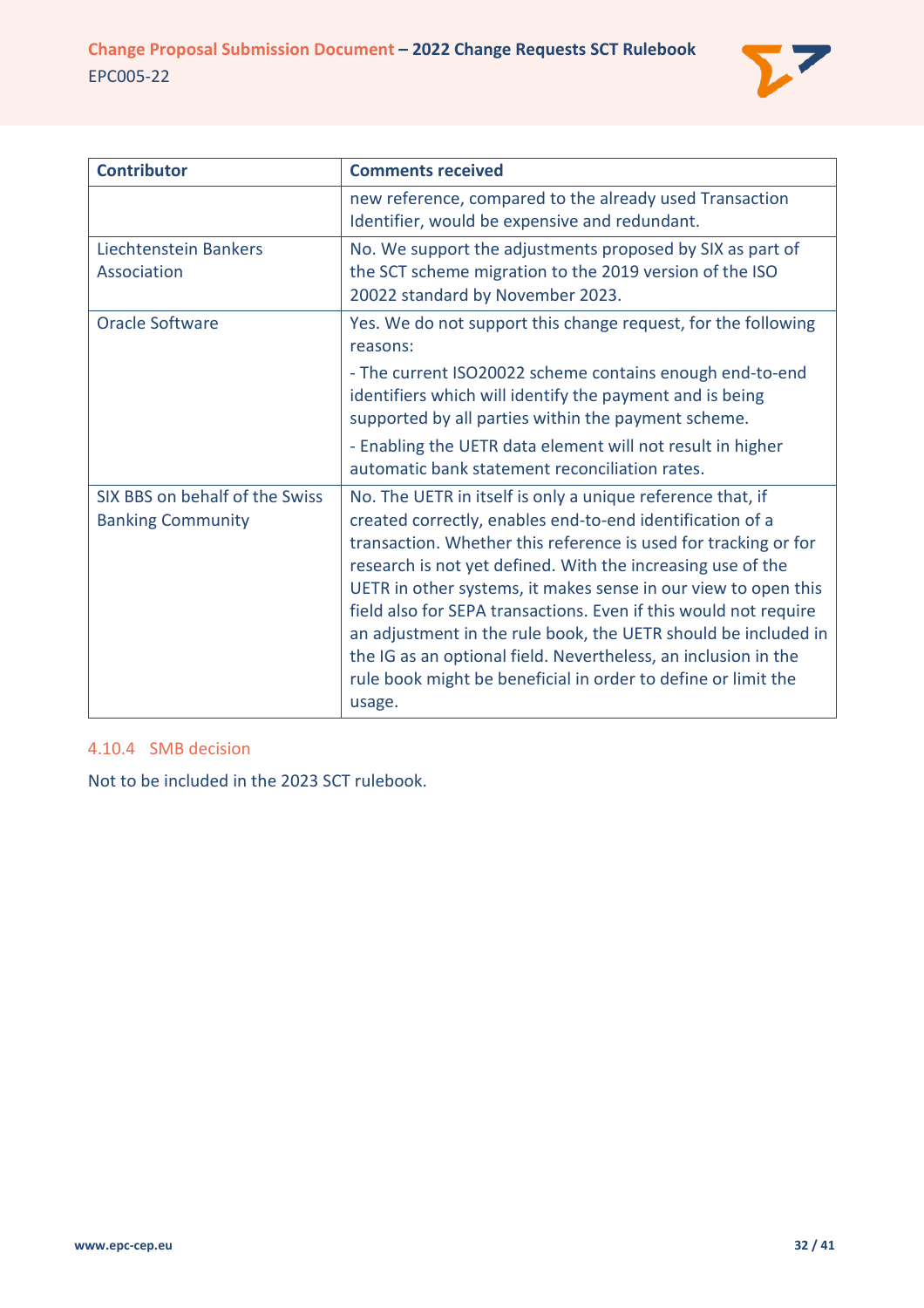| Contributor | Comments received |
|---|---|
| | new reference, compared to the already used Transaction Identifier, would be expensive and redundant. |
| Liechtenstein Bankers Association | No. We support the adjustments proposed by SIX as part of the SCT scheme migration to the 2019 version of the ISO 20022 standard by November 2023. |
| Oracle Software | Yes. We do not support this change request, for the following reasons:<br>- The current ISO20022 scheme contains enough end-to-end identifiers which will identify the payment and is being supported by all parties within the payment scheme.<br>- Enabling the UETR data element will not result in higher automatic bank statement reconciliation rates. |
| SIX BBS on behalf of the Swiss Banking Community | No. The UETR in itself is only a unique reference that, if created correctly, enables end-to-end identification of a transaction. Whether this reference is used for tracking or for research is not yet defined. With the increasing use of the UETR in other systems, it makes sense in our view to open this field also for SEPA transactions. Even if this would not require an adjustment in the rule book, the UETR should be included in the IG as an optional field. Nevertheless, an inclusion in the rule book might be beneficial in order to define or limit the usage. |

### 4.10.4 SMB decision

Not to be included in the 2023 SCT rulebook.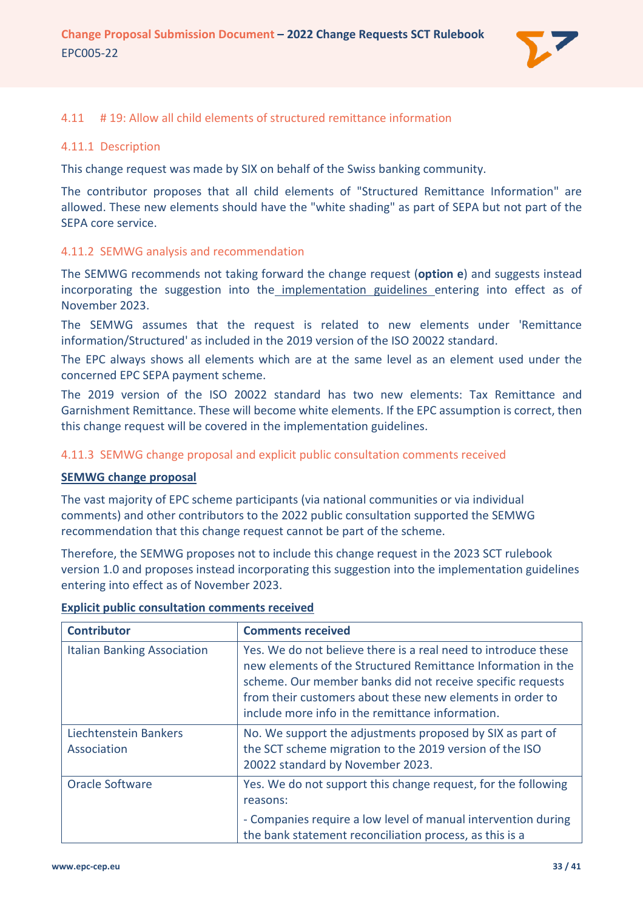### 4.11 # 19: Allow all child elements of structured remittance information

#### 4.11.1 Description

This change request was made by SIX on behalf of the Swiss banking community.

The contributor proposes that all child elements of "Structured Remittance Information" are allowed. These new elements should have the "white shading" as part of SEPA but not part of the SEPA core service.

#### 4.11.2 SEMWG analysis and recommendation

The SEMWG recommends not taking forward the change request (**option e**) and suggests instead incorporating the suggestion into the implementation guidelines entering into effect as of November 2023.

The SEMWG assumes that the request is related to new elements under 'Remittance information/Structured' as included in the 2019 version of the ISO 20022 standard.

The EPC always shows all elements which are at the same level as an element used under the concerned EPC SEPA payment scheme.

The 2019 version of the ISO 20022 standard has two new elements: Tax Remittance and Garnishment Remittance. These will become white elements. If the EPC assumption is correct, then this change request will be covered in the implementation guidelines.

#### 4.11.3 SEMWG change proposal and explicit public consultation comments received

**SEMWG change proposal**

The vast majority of EPC scheme participants (via national communities or via individual comments) and other contributors to the 2022 public consultation supported the SEMWG recommendation that this change request cannot be part of the scheme.

Therefore, the SEMWG proposes not to include this change request in the 2023 SCT rulebook version 1.0 and proposes instead incorporating this suggestion into the implementation guidelines entering into effect as of November 2023.

**Explicit public consultation comments received**

| Contributor | Comments received |
|---|---|
| Italian Banking Association | Yes. We do not believe there is a real need to introduce these new elements of the Structured Remittance Information in the scheme. Our member banks did not receive specific requests from their customers about these new elements in order to include more info in the remittance information. |
| Liechtenstein Bankers Association | No. We support the adjustments proposed by SIX as part of the SCT scheme migration to the 2019 version of the ISO 20022 standard by November 2023. |
| Oracle Software | Yes. We do not support this change request, for the following reasons:<br>- Companies require a low level of manual intervention during the bank statement reconciliation process, as this is a |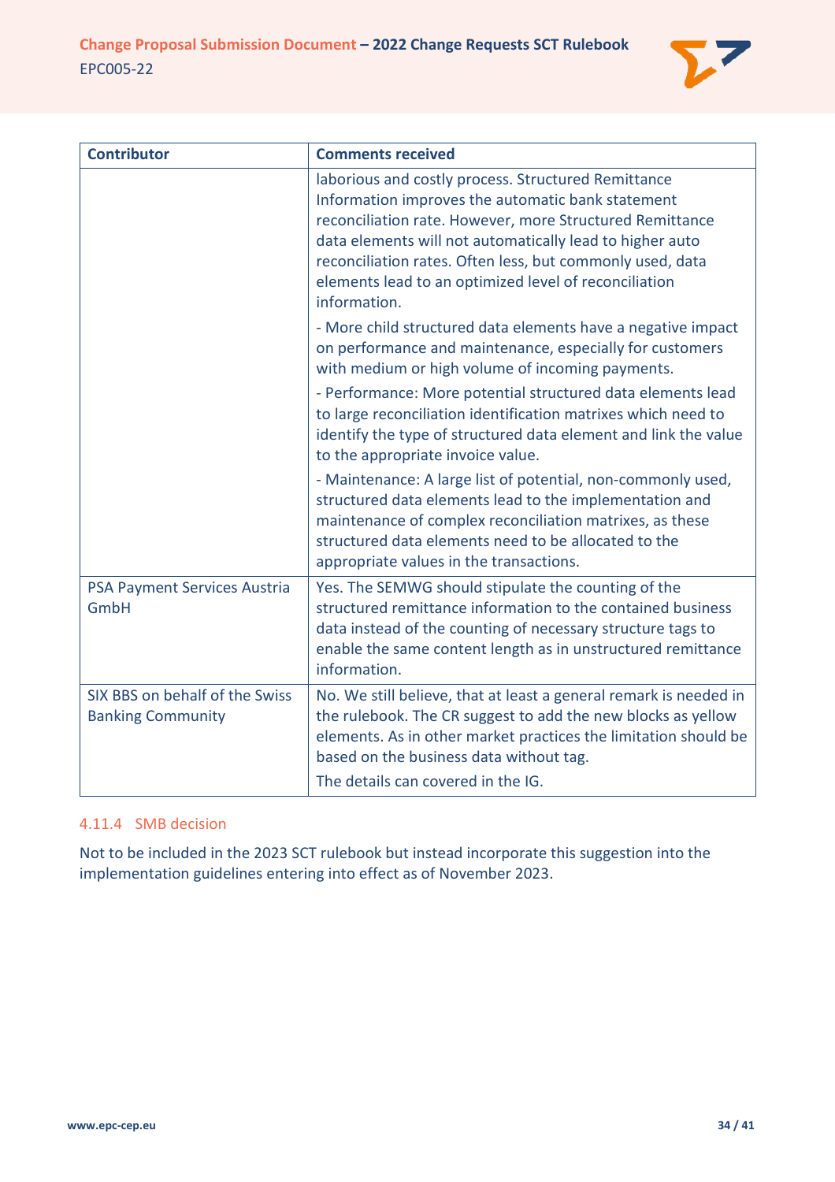| Contributor | Comments received |
| --- | --- |
| | laborious and costly process. Structured Remittance Information improves the automatic bank statement reconciliation rate. However, more Structured Remittance data elements will not automatically lead to higher auto reconciliation rates. Often less, but commonly used, data elements lead to an optimized level of reconciliation information.<br><br>- More child structured data elements have a negative impact on performance and maintenance, especially for customers with medium or high volume of incoming payments.<br><br>- Performance: More potential structured data elements lead to large reconciliation identification matrixes which need to identify the type of structured data element and link the value to the appropriate invoice value.<br><br>- Maintenance: A large list of potential, non-commonly used, structured data elements lead to the implementation and maintenance of complex reconciliation matrixes, as these structured data elements need to be allocated to the appropriate values in the transactions. |
| PSA Payment Services Austria GmbH | Yes. The SEMWG should stipulate the counting of the structured remittance information to the contained business data instead of the counting of necessary structure tags to enable the same content length as in unstructured remittance information. |
| SIX BBS on behalf of the Swiss Banking Community | No. We still believe, that at least a general remark is needed in the rulebook. The CR suggest to add the new blocks as yellow elements. As in other market practices the limitation should be based on the business data without tag.<br><br>The details can covered in the IG. |

### 4.11.4 SMB decision

Not to be included in the 2023 SCT rulebook but instead incorporate this suggestion into the implementation guidelines entering into effect as of November 2023.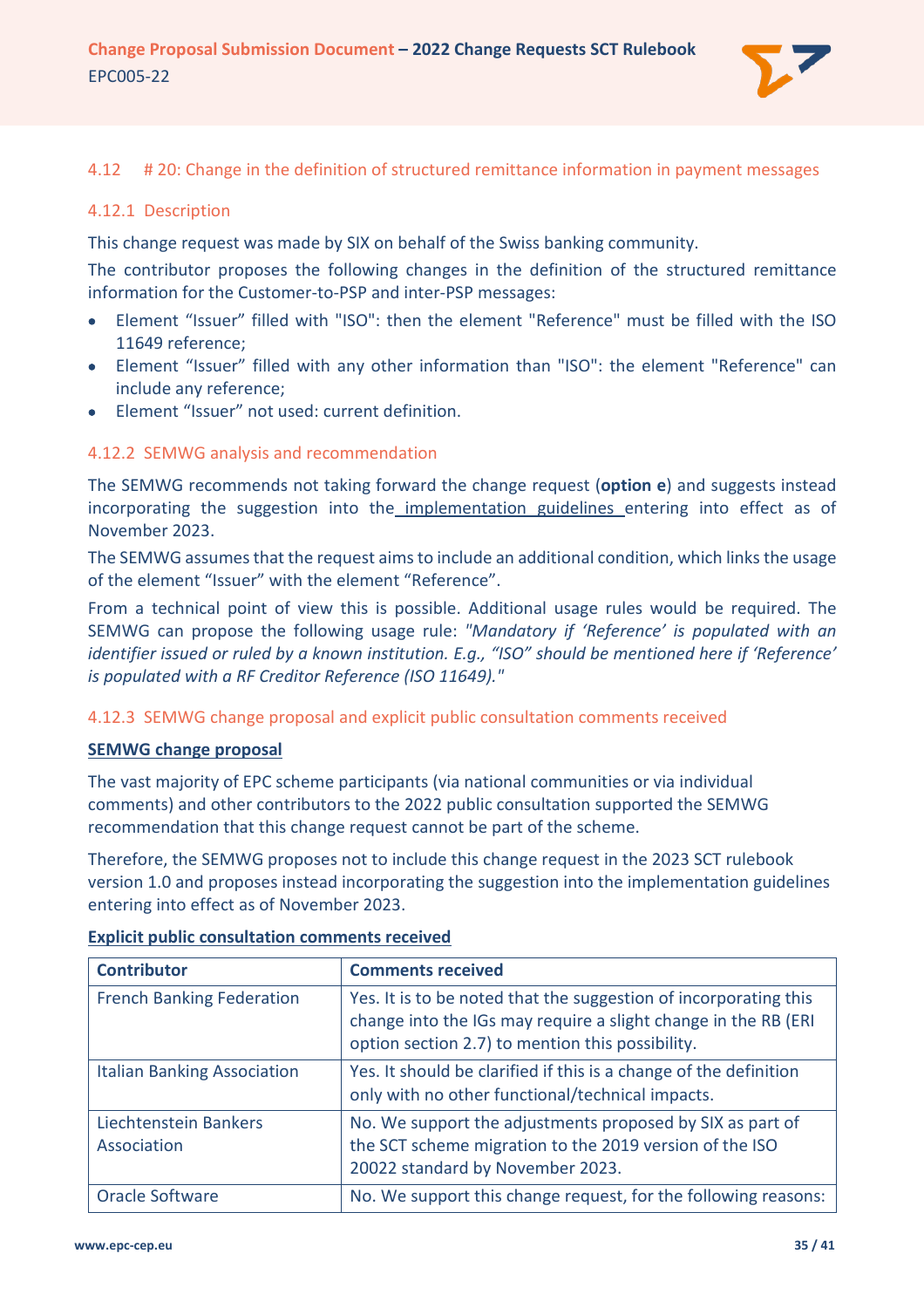### 4.12 # 20: Change in the definition of structured remittance information in payment messages

#### 4.12.1 Description

This change request was made by SIX on behalf of the Swiss banking community.

The contributor proposes the following changes in the definition of the structured remittance information for the Customer-to-PSP and inter-PSP messages:

- Element “Issuer” filled with "ISO": then the element "Reference" must be filled with the ISO 11649 reference;
- Element “Issuer” filled with any other information than "ISO": the element "Reference" can include any reference;
- Element “Issuer” not used: current definition.

#### 4.12.2 SEMWG analysis and recommendation

The SEMWG recommends not taking forward the change request (**option e**) and suggests instead incorporating the suggestion into the implementation guidelines entering into effect as of November 2023.

The SEMWG assumes that the request aims to include an additional condition, which links the usage of the element “Issuer” with the element “Reference”.

From a technical point of view this is possible. Additional usage rules would be required. The SEMWG can propose the following usage rule: *"Mandatory if ‘Reference’ is populated with an identifier issued or ruled by a known institution. E.g., “ISO” should be mentioned here if ‘Reference’ is populated with a RF Creditor Reference (ISO 11649)."*

#### 4.12.3 SEMWG change proposal and explicit public consultation comments received

**SEMWG change proposal**

The vast majority of EPC scheme participants (via national communities or via individual comments) and other contributors to the 2022 public consultation supported the SEMWG recommendation that this change request cannot be part of the scheme.

Therefore, the SEMWG proposes not to include this change request in the 2023 SCT rulebook version 1.0 and proposes instead incorporating the suggestion into the implementation guidelines entering into effect as of November 2023.

**Explicit public consultation comments received**

| Contributor | Comments received |
|---|---|
| French Banking Federation | Yes. It is to be noted that the suggestion of incorporating this change into the IGs may require a slight change in the RB (ERI option section 2.7) to mention this possibility. |
| Italian Banking Association | Yes. It should be clarified if this is a change of the definition only with no other functional/technical impacts. |
| Liechtenstein Bankers Association | No. We support the adjustments proposed by SIX as part of the SCT scheme migration to the 2019 version of the ISO 20022 standard by November 2023. |
| Oracle Software | No. We support this change request, for the following reasons: |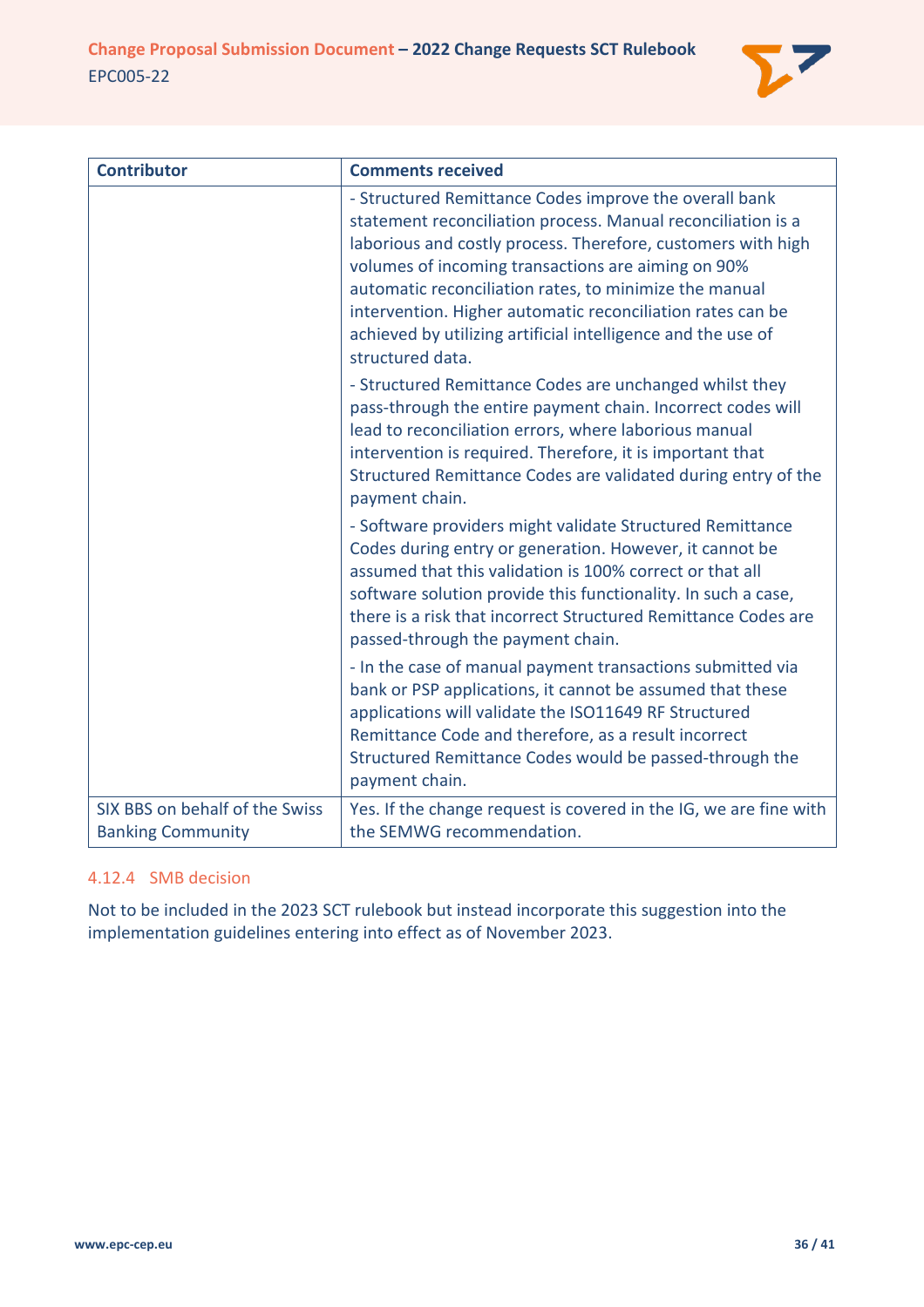| Contributor | Comments received |
|---|---|
| | - Structured Remittance Codes improve the overall bank statement reconciliation process. Manual reconciliation is a laborious and costly process. Therefore, customers with high volumes of incoming transactions are aiming on 90% automatic reconciliation rates, to minimize the manual intervention. Higher automatic reconciliation rates can be achieved by utilizing artificial intelligence and the use of structured data.<br>- Structured Remittance Codes are unchanged whilst they pass-through the entire payment chain. Incorrect codes will lead to reconciliation errors, where laborious manual intervention is required. Therefore, it is important that Structured Remittance Codes are validated during entry of the payment chain.<br>- Software providers might validate Structured Remittance Codes during entry or generation. However, it cannot be assumed that this validation is 100% correct or that all software solution provide this functionality. In such a case, there is a risk that incorrect Structured Remittance Codes are passed-through the payment chain.<br>- In the case of manual payment transactions submitted via bank or PSP applications, it cannot be assumed that these applications will validate the ISO11649 RF Structured Remittance Code and therefore, as a result incorrect Structured Remittance Codes would be passed-through the payment chain. |
| SIX BBS on behalf of the Swiss Banking Community | Yes. If the change request is covered in the IG, we are fine with the SEMWG recommendation. |

### 4.12.4 SMB decision

Not to be included in the 2023 SCT rulebook but instead incorporate this suggestion into the implementation guidelines entering into effect as of November 2023.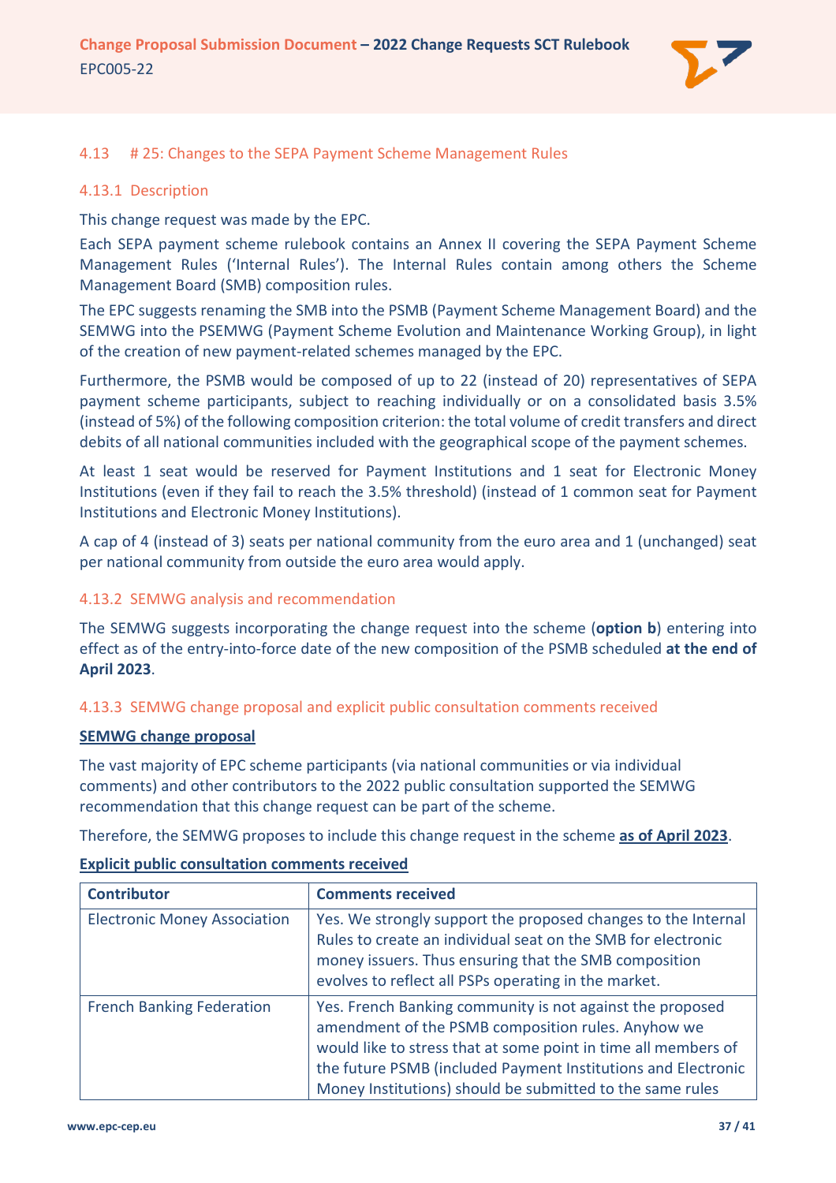### 4.13 # 25: Changes to the SEPA Payment Scheme Management Rules

#### 4.13.1 Description

This change request was made by the EPC.

Each SEPA payment scheme rulebook contains an Annex II covering the SEPA Payment Scheme Management Rules ('Internal Rules'). The Internal Rules contain among others the Scheme Management Board (SMB) composition rules.

The EPC suggests renaming the SMB into the PSMB (Payment Scheme Management Board) and the SEMWG into the PSEMWG (Payment Scheme Evolution and Maintenance Working Group), in light of the creation of new payment-related schemes managed by the EPC.

Furthermore, the PSMB would be composed of up to 22 (instead of 20) representatives of SEPA payment scheme participants, subject to reaching individually or on a consolidated basis 3.5% (instead of 5%) of the following composition criterion: the total volume of credit transfers and direct debits of all national communities included with the geographical scope of the payment schemes.

At least 1 seat would be reserved for Payment Institutions and 1 seat for Electronic Money Institutions (even if they fail to reach the 3.5% threshold) (instead of 1 common seat for Payment Institutions and Electronic Money Institutions).

A cap of 4 (instead of 3) seats per national community from the euro area and 1 (unchanged) seat per national community from outside the euro area would apply.

#### 4.13.2 SEMWG analysis and recommendation

The SEMWG suggests incorporating the change request into the scheme (**option b**) entering into effect as of the entry-into-force date of the new composition of the PSMB scheduled **at the end of April 2023**.

#### 4.13.3 SEMWG change proposal and explicit public consultation comments received

**SEMWG change proposal**

The vast majority of EPC scheme participants (via national communities or via individual comments) and other contributors to the 2022 public consultation supported the SEMWG recommendation that this change request can be part of the scheme.

Therefore, the SEMWG proposes to include this change request in the scheme **as of April 2023**.

**Explicit public consultation comments received**

| Contributor | Comments received |
|---|---|
| Electronic Money Association | Yes. We strongly support the proposed changes to the Internal Rules to create an individual seat on the SMB for electronic money issuers. Thus ensuring that the SMB composition evolves to reflect all PSPs operating in the market. |
| French Banking Federation | Yes. French Banking community is not against the proposed amendment of the PSMB composition rules. Anyhow we would like to stress that at some point in time all members of the future PSMB (included Payment Institutions and Electronic Money Institutions) should be submitted to the same rules |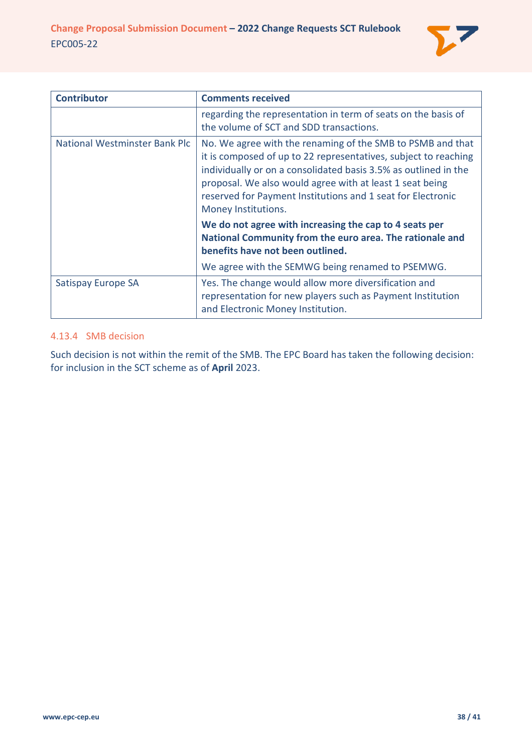| Contributor | Comments received |
| --- | --- |
| | regarding the representation in term of seats on the basis of the volume of SCT and SDD transactions. |
| National Westminster Bank Plc | No. We agree with the renaming of the SMB to PSMB and that it is composed of up to 22 representatives, subject to reaching individually or on a consolidated basis 3.5% as outlined in the proposal. We also would agree with at least 1 seat being reserved for Payment Institutions and 1 seat for Electronic Money Institutions.<br><br>**We do not agree with increasing the cap to 4 seats per National Community from the euro area. The rationale and benefits have not been outlined.**<br><br>We agree with the SEMWG being renamed to PSEMWG. |
| Satispay Europe SA | Yes. The change would allow more diversification and representation for new players such as Payment Institution and Electronic Money Institution. |

#### 4.13.4 SMB decision

Such decision is not within the remit of the SMB. The EPC Board has taken the following decision: for inclusion in the SCT scheme as of **April** 2023.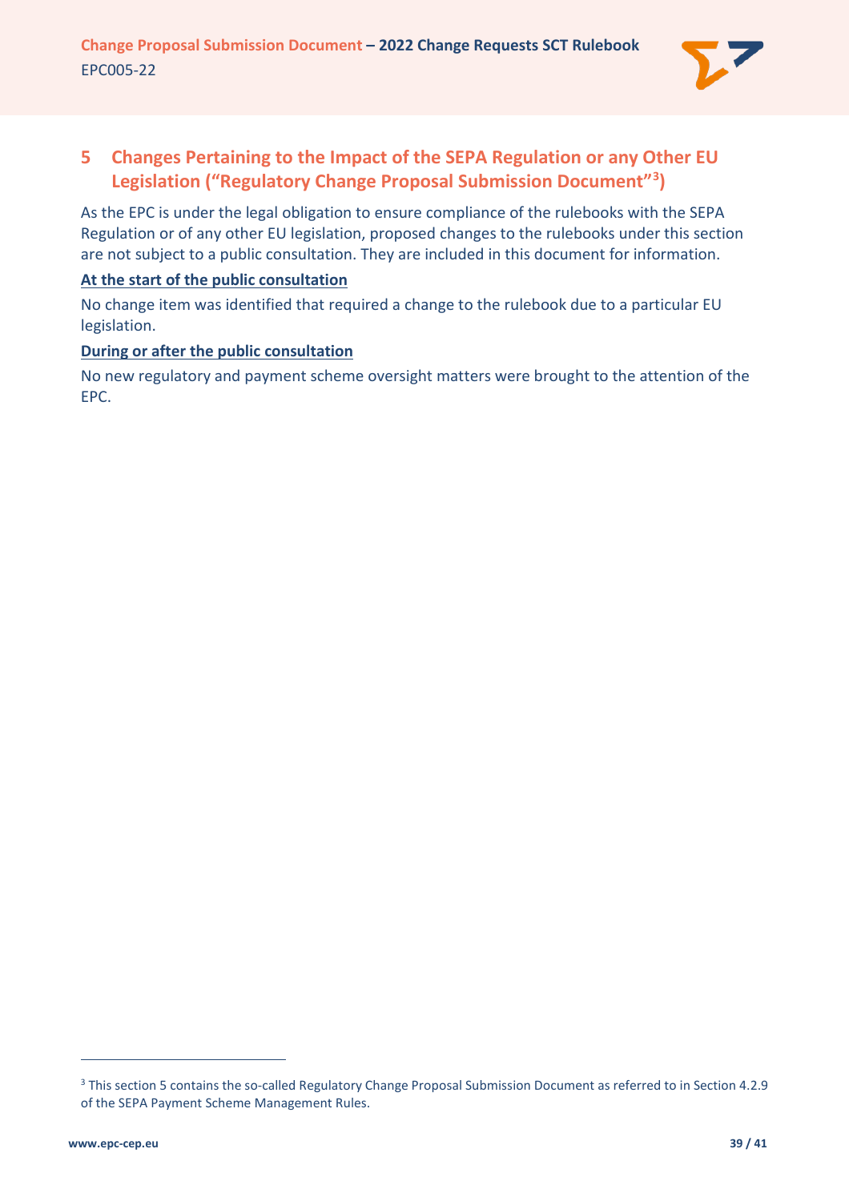# 5 Changes Pertaining to the Impact of the SEPA Regulation or any Other EU Legislation ("Regulatory Change Proposal Submission Document"[3])

As the EPC is under the legal obligation to ensure compliance of the rulebooks with the SEPA Regulation or of any other EU legislation, proposed changes to the rulebooks under this section are not subject to a public consultation. They are included in this document for information.

**At the start of the public consultation**

No change item was identified that required a change to the rulebook due to a particular EU legislation.

**During or after the public consultation**

No new regulatory and payment scheme oversight matters were brought to the attention of the EPC.

---

[3] This section 5 contains the so-called Regulatory Change Proposal Submission Document as referred to in Section 4.2.9 of the SEPA Payment Scheme Management Rules.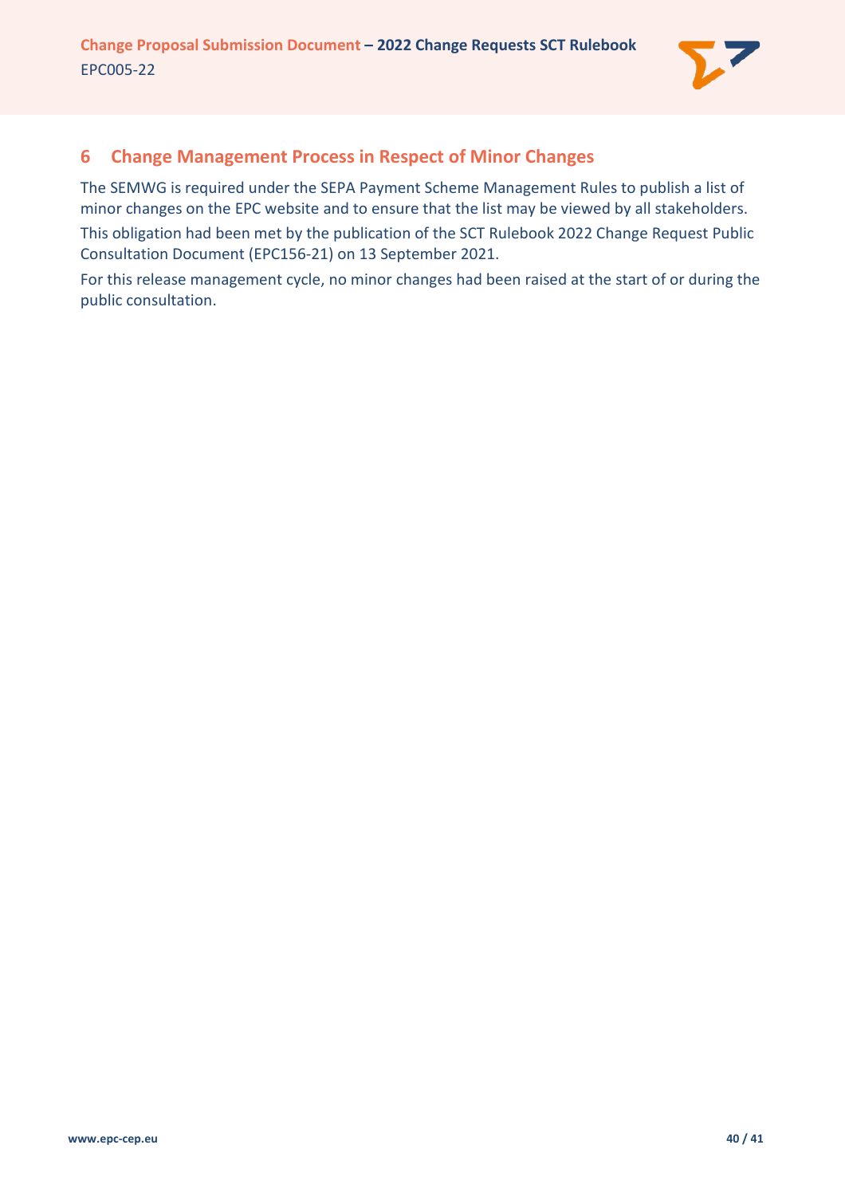# 6 Change Management Process in Respect of Minor Changes

The SEMWG is required under the SEPA Payment Scheme Management Rules to publish a list of minor changes on the EPC website and to ensure that the list may be viewed by all stakeholders.

This obligation had been met by the publication of the SCT Rulebook 2022 Change Request Public Consultation Document (EPC156-21) on 13 September 2021.

For this release management cycle, no minor changes had been raised at the start of or during the public consultation.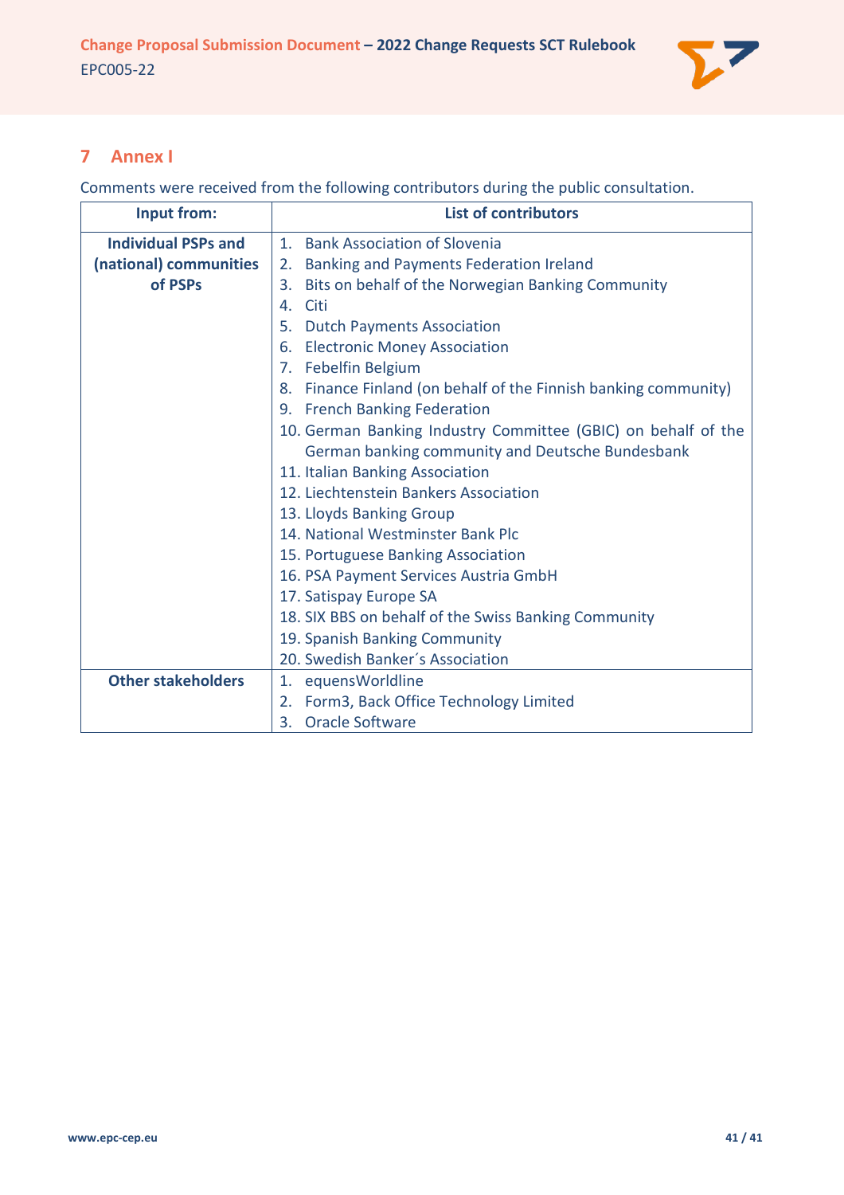## 7 Annex I

Comments were received from the following contributors during the public consultation.

| Input from: | List of contributors |
|---|---|
| Individual PSPs and (national) communities of PSPs | 1. Bank Association of Slovenia<br>2. Banking and Payments Federation Ireland<br>3. Bits on behalf of the Norwegian Banking Community<br>4. Citi<br>5. Dutch Payments Association<br>6. Electronic Money Association<br>7. Febelfin Belgium<br>8. Finance Finland (on behalf of the Finnish banking community)<br>9. French Banking Federation<br>10. German Banking Industry Committee (GBIC) on behalf of the German banking community and Deutsche Bundesbank<br>11. Italian Banking Association<br>12. Liechtenstein Bankers Association<br>13. Lloyds Banking Group<br>14. National Westminster Bank Plc<br>15. Portuguese Banking Association<br>16. PSA Payment Services Austria GmbH<br>17. Satispay Europe SA<br>18. SIX BBS on behalf of the Swiss Banking Community<br>19. Spanish Banking Community<br>20. Swedish Banker´s Association |
| Other stakeholders | 1. equensWorldline<br>2. Form3, Back Office Technology Limited<br>3. Oracle Software |